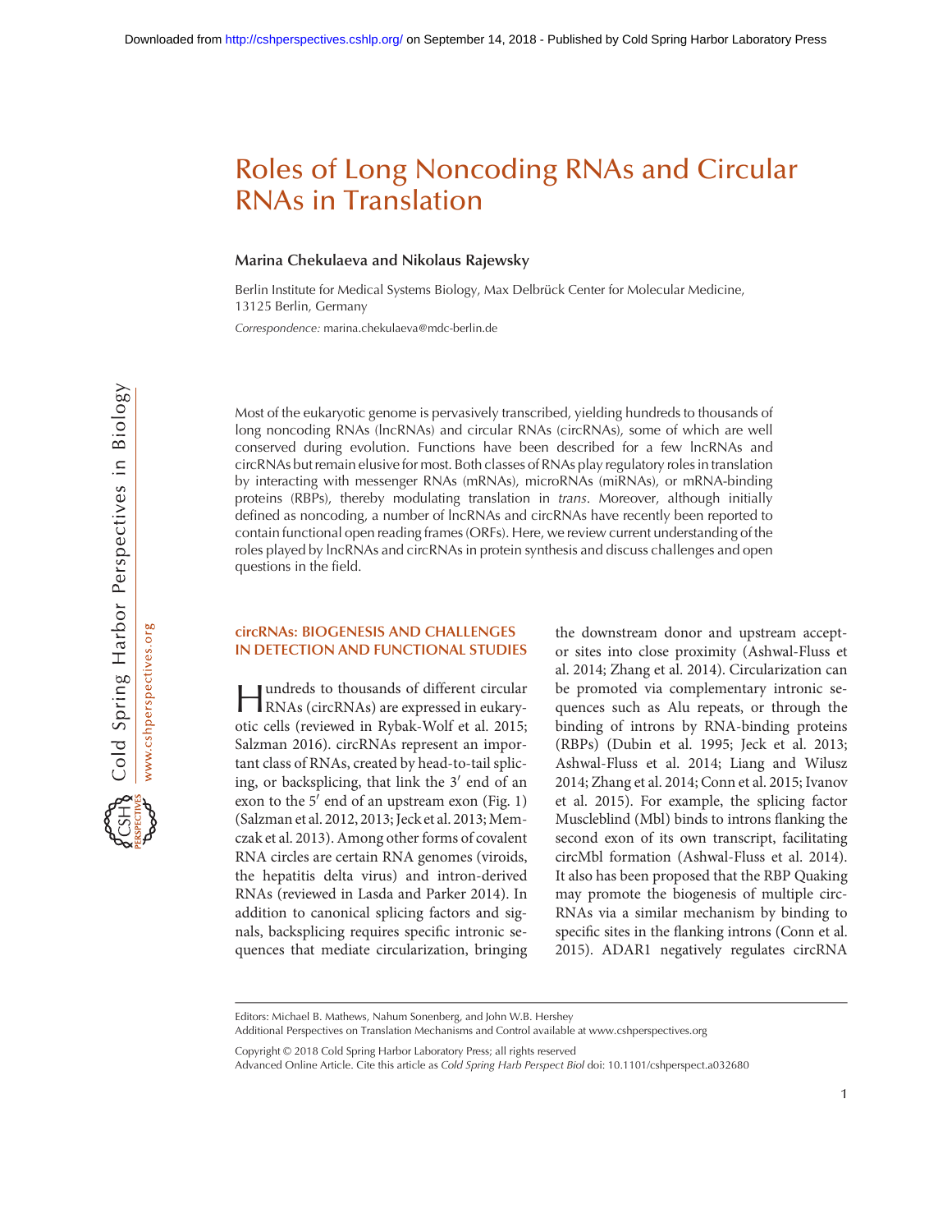# Roles of Long Noncoding RNAs and Circular RNAs in Translation

**Marina Chekulaeva and Nikolaus Rajewsky**

Berlin Institute for Medical Systems Biology, Max Delbrück Center for Molecular Medicine, 13125 Berlin, Germany

*Correspondence:* marina.chekulaeva@mdc-berlin.de

Most of the eukaryotic genome is pervasively transcribed, yielding hundreds to thousands of long noncoding RNAs (lncRNAs) and circular RNAs (circRNAs), some of which are well conserved during evolution. Functions have been described for a few lncRNAs and circRNAs but remain elusive for most. Both classes of RNAs play regulatory roles in translation by interacting with messenger RNAs (mRNAs), microRNAs (miRNAs), or mRNA-binding proteins (RBPs), thereby modulating translation in *trans*. Moreover, although initially defined as noncoding, a number of lncRNAs and circRNAs have recently been reported to contain functional open reading frames (ORFs). Here, we review current understanding of the roles played by lncRNAs and circRNAs in protein synthesis and discuss challenges and open questions in the field.

## circRNAs: BIOGENESIS AND CHALLENGES IN DETECTION AND FUNCTIONAL STUDIES

Hundreds to thousands of different circular RNAs (circRNAs) are expressed in eukaryotic cells (reviewed in Rybak-Wolf et al. 2015; Salzman 2016). circRNAs represent an important class of RNAs, created by head-to-tail splicing, or backsplicing, that link the 3′ end of an exon to the 5′ end of an upstream exon (Fig. 1) (Salzman et al. 2012, 2013; Jeck et al. 2013; Memczak et al. 2013). Among other forms of covalent RNA circles are certain RNA genomes (viroids, the hepatitis delta virus) and intron-derived RNAs (reviewed in Lasda and Parker 2014). In addition to canonical splicing factors and signals, backsplicing requires specific intronic sequences that mediate circularization, bringing the downstream donor and upstream acceptor sites into close proximity (Ashwal-Fluss et al. 2014; Zhang et al. 2014). Circularization can be promoted via complementary intronic sequences such as Alu repeats, or through the binding of introns by RNA-binding proteins (RBPs) (Dubin et al. 1995; Jeck et al. 2013; Ashwal-Fluss et al. 2014; Liang and Wilusz 2014; Zhang et al. 2014; Conn et al. 2015; Ivanov et al. 2015). For example, the splicing factor Muscleblind (Mbl) binds to introns flanking the second exon of its own transcript, facilitating circMbl formation (Ashwal-Fluss et al. 2014). It also has been proposed that the RBP Quaking may promote the biogenesis of multiple circRNAs via a similar mechanism by binding to specific sites in the flanking introns (Conn et al. 2015). ADAR1 negatively regulates circRNA

Editors: Michael B. Mathews, Nahum Sonenberg, and John W.B. Hershey

Additional Perspectives on Translation Mechanisms and Control available at www.cshperspectives.org

Copyright © 2018 Cold Spring Harbor Laboratory Press; all rights reserved

Advanced Online Article. Cite this article as *Cold Spring Harb Perspect Biol* doi: 10.1101/cshperspect.a032680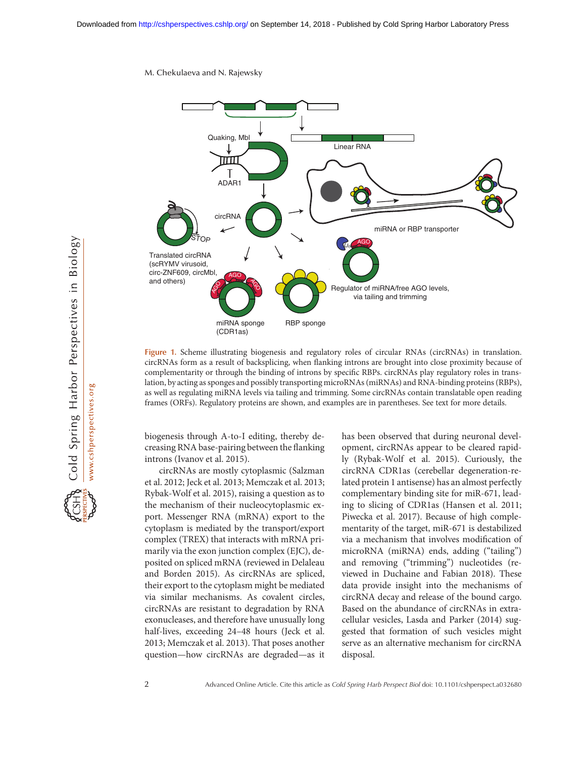Figure 1. Scheme illustrating biogenesis and regulatory roles of circular RNAs (circRNAs) in translation. circRNAs form as a result of backsplicing, when flanking introns are brought into close proximity because of complementarity or through the binding of introns by specific RBPs. circRNAs play regulatory roles in translation, by acting as sponges and possibly transporting microRNAs (miRNAs) and RNA-binding proteins (RBPs), as well as regulating miRNA levels via tailing and trimming. Some circRNAs contain translatable open reading frames (ORFs). Regulatory proteins are shown, and examples are in parentheses. See text for more details.

biogenesis through A-to-I editing, thereby decreasing RNA base-pairing between the flanking introns (Ivanov et al. 2015).

circRNAs are mostly cytoplasmic (Salzman et al. 2012; Jeck et al. 2013; Memczak et al. 2013; Rybak-Wolf et al. 2015), raising a question as to the mechanism of their nucleocytoplasmic export. Messenger RNA (mRNA) export to the cytoplasm is mediated by the transport/export complex (TREX) that interacts with mRNA primarily via the exon junction complex (EJC), deposited on spliced mRNA (reviewed in Delaleau and Borden 2015). As circRNAs are spliced, their export to the cytoplasm might be mediated via similar mechanisms. As covalent circles, circRNAs are resistant to degradation by RNA exonucleases, and therefore have unusually long half-lives, exceeding 24–48 hours (Jeck et al. 2013; Memczak et al. 2013). That poses another question—how circRNAs are degraded—as it has been observed that during neuronal development, circRNAs appear to be cleared rapidly (Rybak-Wolf et al. 2015). Curiously, the circRNA CDR1as (cerebellar degeneration-related protein 1 antisense) has an almost perfectly complementary binding site for miR-671, leading to slicing of CDR1as (Hansen et al. 2011; Piwecka et al. 2017). Because of high complementarity of the target, miR-671 is destabilized via a mechanism that involves modification of microRNA (miRNA) ends, adding ("tailing") and removing ("trimming") nucleotides (reviewed in Duchaine and Fabian 2018). These data provide insight into the mechanisms of circRNA decay and release of the bound cargo. Based on the abundance of circRNAs in extracellular vesicles, Lasda and Parker (2014) suggested that formation of such vesicles might serve as an alternative mechanism for circRNA disposal.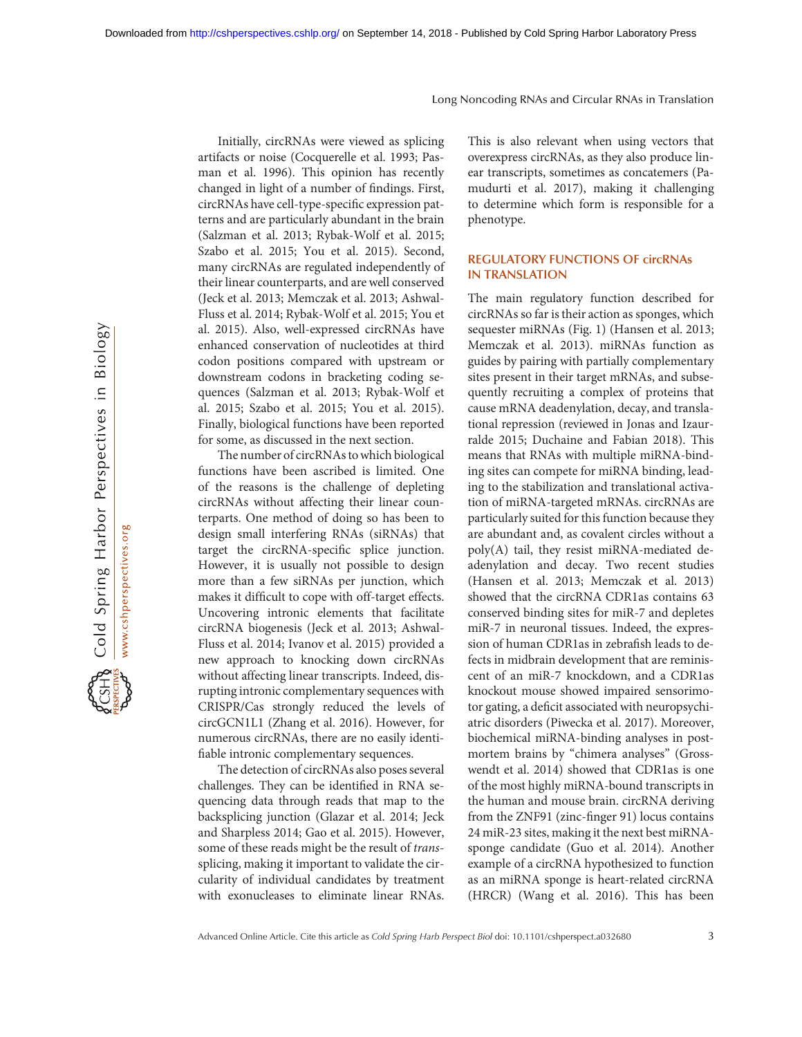Initially, circRNAs were viewed as splicing artifacts or noise (Cocquerelle et al. 1993; Pasman et al. 1996). This opinion has recently changed in light of a number of findings. First, circRNAs have cell-type-specific expression patterns and are particularly abundant in the brain (Salzman et al. 2013; Rybak-Wolf et al. 2015; Szabo et al. 2015; You et al. 2015). Second, many circRNAs are regulated independently of their linear counterparts, and are well conserved (Jeck et al. 2013; Memczak et al. 2013; Ashwal-Fluss et al. 2014; Rybak-Wolf et al. 2015; You et al. 2015). Also, well-expressed circRNAs have enhanced conservation of nucleotides at third codon positions compared with upstream or downstream codons in bracketing coding sequences (Salzman et al. 2013; Rybak-Wolf et al. 2015; Szabo et al. 2015; You et al. 2015). Finally, biological functions have been reported for some, as discussed in the next section.

The number of circRNAs to which biological functions have been ascribed is limited. One of the reasons is the challenge of depleting circRNAs without affecting their linear counterparts. One method of doing so has been to design small interfering RNAs (siRNAs) that target the circRNA-specific splice junction. However, it is usually not possible to design more than a few siRNAs per junction, which makes it difficult to cope with off-target effects. Uncovering intronic elements that facilitate circRNA biogenesis (Jeck et al. 2013; Ashwal-Fluss et al. 2014; Ivanov et al. 2015) provided a new approach to knocking down circRNAs without affecting linear transcripts. Indeed, disrupting intronic complementary sequences with CRISPR/Cas strongly reduced the levels of circGCN1L1 (Zhang et al. 2016). However, for numerous circRNAs, there are no easily identifiable intronic complementary sequences.

The detection of circRNAs also poses several challenges. They can be identified in RNA sequencing data through reads that map to the backsplicing junction (Glazar et al. 2014; Jeck and Sharpless 2014; Gao et al. 2015). However, some of these reads might be the result of *trans*-splicing, making it important to validate the circularity of individual candidates by treatment with exonucleases to eliminate linear RNAs. This is also relevant when using vectors that overexpress circRNAs, as they also produce linear transcripts, sometimes as concatemers (Pamudurti et al. 2017), making it challenging to determine which form is responsible for a phenotype.

## REGULATORY FUNCTIONS OF circRNAs IN TRANSLATION

The main regulatory function described for circRNAs so far is their action as sponges, which sequester miRNAs (Fig. 1) (Hansen et al. 2013; Memczak et al. 2013). miRNAs function as guides by pairing with partially complementary sites present in their target mRNAs, and subsequently recruiting a complex of proteins that cause mRNA deadenylation, decay, and translational repression (reviewed in Jonas and Izaurralde 2015; Duchaine and Fabian 2018). This means that RNAs with multiple miRNA-binding sites can compete for miRNA binding, leading to the stabilization and translational activation of miRNA-targeted mRNAs. circRNAs are particularly suited for this function because they are abundant and, as covalent circles without a poly(A) tail, they resist miRNA-mediated deadenylation and decay. Two recent studies (Hansen et al. 2013; Memczak et al. 2013) showed that the circRNA CDR1as contains 63 conserved binding sites for miR-7 and depletes miR-7 in neuronal tissues. Indeed, the expression of human CDR1as in zebrafish leads to defects in midbrain development that are reminiscent of an miR-7 knockdown, and a CDR1as knockout mouse showed impaired sensorimotor gating, a deficit associated with neuropsychiatric disorders (Piwecka et al. 2017). Moreover, biochemical miRNA-binding analyses in postmortem brains by "chimera analyses" (Grosswendt et al. 2014) showed that CDR1as is one of the most highly miRNA-bound transcripts in the human and mouse brain. circRNA deriving from the ZNF91 (zinc-finger 91) locus contains 24 miR-23 sites, making it the next best miRNA-sponge candidate (Guo et al. 2014). Another example of a circRNA hypothesized to function as an miRNA sponge is heart-related circRNA (HRCR) (Wang et al. 2016). This has been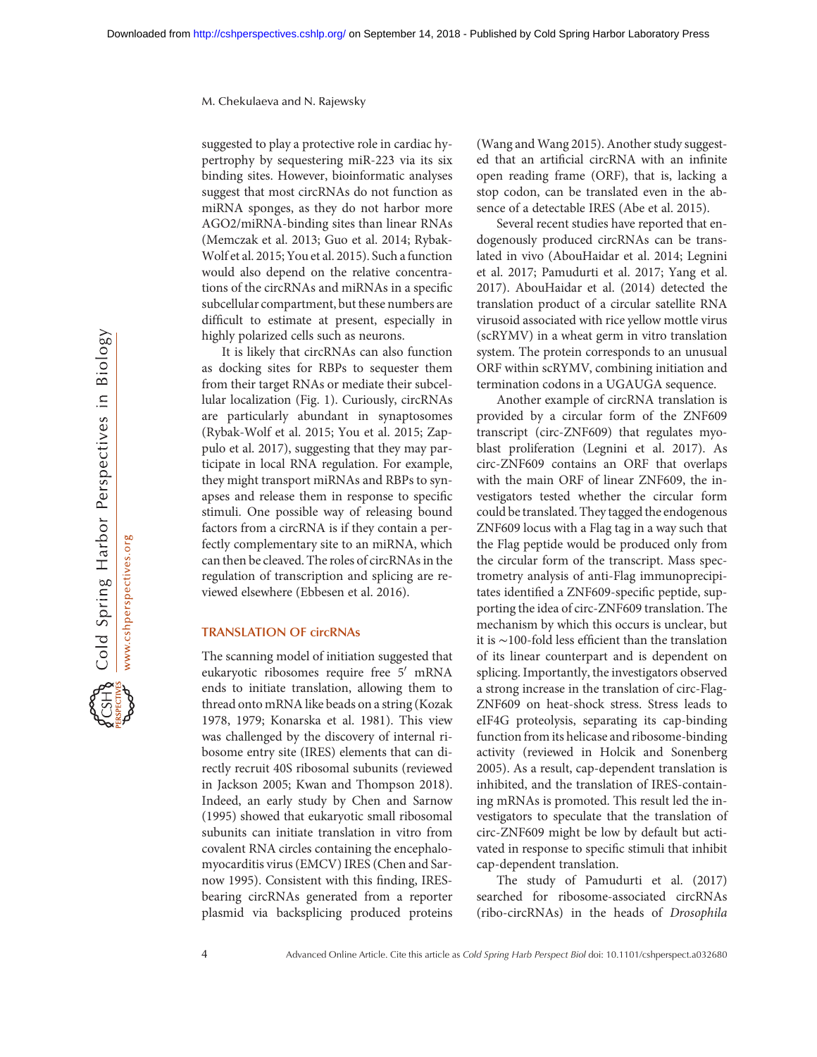suggested to play a protective role in cardiac hypertrophy by sequestering miR-223 via its six binding sites. However, bioinformatic analyses suggest that most circRNAs do not function as miRNA sponges, as they do not harbor more AGO2/miRNA-binding sites than linear RNAs (Memczak et al. 2013; Guo et al. 2014; Rybak-Wolf et al. 2015; You et al. 2015). Such a function would also depend on the relative concentrations of the circRNAs and miRNAs in a specific subcellular compartment, but these numbers are difficult to estimate at present, especially in highly polarized cells such as neurons.

It is likely that circRNAs can also function as docking sites for RBPs to sequester them from their target RNAs or mediate their subcellular localization (Fig. 1). Curiously, circRNAs are particularly abundant in synaptosomes (Rybak-Wolf et al. 2015; You et al. 2015; Zappulo et al. 2017), suggesting that they may participate in local RNA regulation. For example, they might transport miRNAs and RBPs to synapses and release them in response to specific stimuli. One possible way of releasing bound factors from a circRNA is if they contain a perfectly complementary site to an miRNA, which can then be cleaved. The roles of circRNAs in the regulation of transcription and splicing are reviewed elsewhere (Ebbesen et al. 2016).

## TRANSLATION OF circRNAs

The scanning model of initiation suggested that eukaryotic ribosomes require free 5′ mRNA ends to initiate translation, allowing them to thread onto mRNA like beads on a string (Kozak 1978, 1979; Konarska et al. 1981). This view was challenged by the discovery of internal ribosome entry site (IRES) elements that can directly recruit 40S ribosomal subunits (reviewed in Jackson 2005; Kwan and Thompson 2018). Indeed, an early study by Chen and Sarnow (1995) showed that eukaryotic small ribosomal subunits can initiate translation in vitro from covalent RNA circles containing the encephalomyocarditis virus (EMCV) IRES (Chen and Sarnow 1995). Consistent with this finding, IRES-bearing circRNAs generated from a reporter plasmid via backsplicing produced proteins (Wang and Wang 2015). Another study suggested that an artificial circRNA with an infinite open reading frame (ORF), that is, lacking a stop codon, can be translated even in the absence of a detectable IRES (Abe et al. 2015).

Several recent studies have reported that endogenously produced circRNAs can be translated in vivo (AbouHaidar et al. 2014; Legnini et al. 2017; Pamudurti et al. 2017; Yang et al. 2017). AbouHaidar et al. (2014) detected the translation product of a circular satellite RNA virusoid associated with rice yellow mottle virus (scRYMV) in a wheat germ in vitro translation system. The protein corresponds to an unusual ORF within scRYMV, combining initiation and termination codons in a UGAUGA sequence.

Another example of circRNA translation is provided by a circular form of the ZNF609 transcript (circ-ZNF609) that regulates myoblast proliferation (Legnini et al. 2017). As circ-ZNF609 contains an ORF that overlaps with the main ORF of linear ZNF609, the investigators tested whether the circular form could be translated. They tagged the endogenous ZNF609 locus with a Flag tag in a way such that the Flag peptide would be produced only from the circular form of the transcript. Mass spectrometry analysis of anti-Flag immunoprecipitates identified a ZNF609-specific peptide, supporting the idea of circ-ZNF609 translation. The mechanism by which this occurs is unclear, but it is ~100-fold less efficient than the translation of its linear counterpart and is dependent on splicing. Importantly, the investigators observed a strong increase in the translation of circ-Flag-ZNF609 on heat-shock stress. Stress leads to eIF4G proteolysis, separating its cap-binding function from its helicase and ribosome-binding activity (reviewed in Holcik and Sonenberg 2005). As a result, cap-dependent translation is inhibited, and the translation of IRES-containing mRNAs is promoted. This result led the investigators to speculate that the translation of circ-ZNF609 might be low by default but activated in response to specific stimuli that inhibit cap-dependent translation.

The study of Pamudurti et al. (2017) searched for ribosome-associated circRNAs (ribo-circRNAs) in the heads of *Drosophila*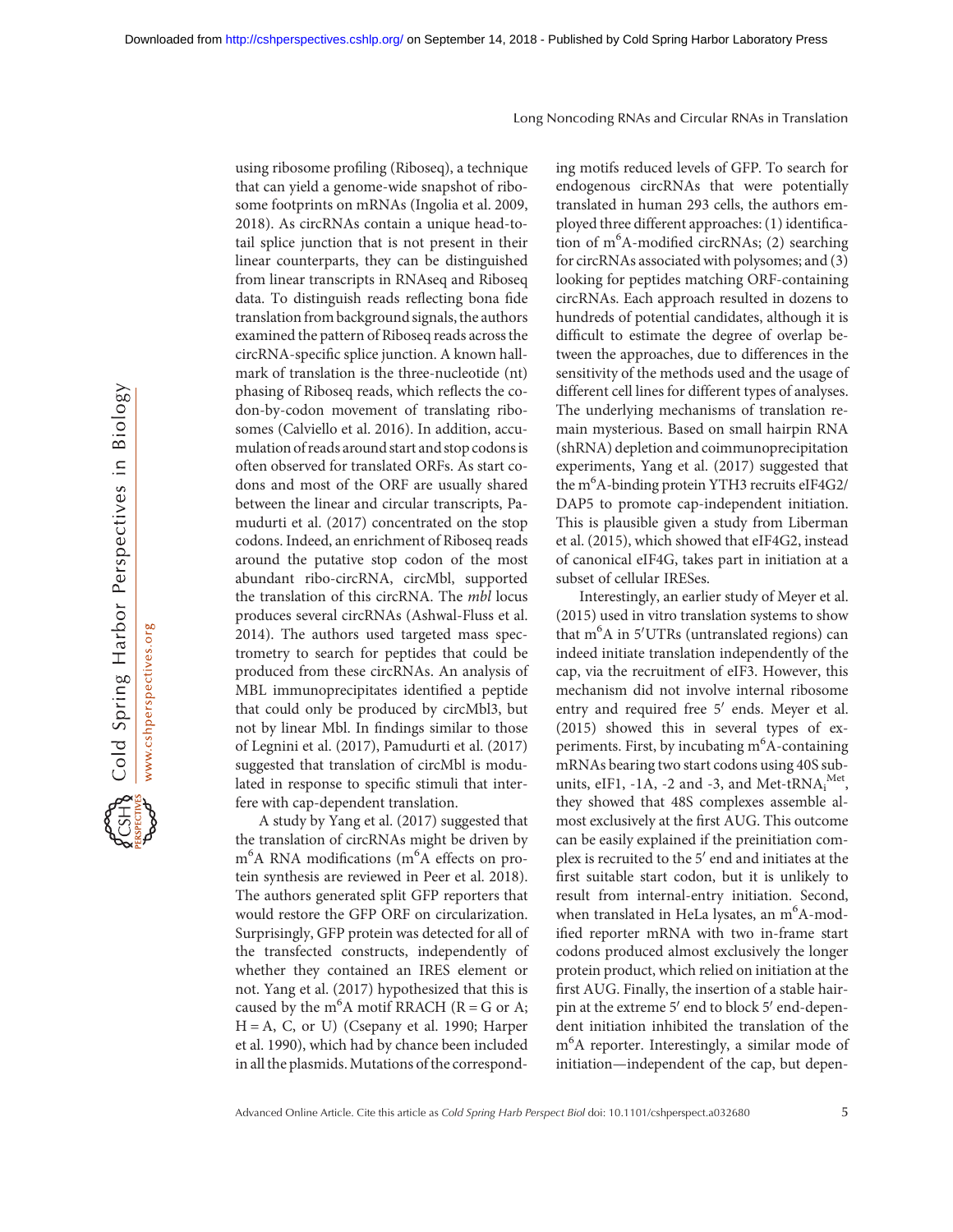using ribosome profiling (Riboseq), a technique that can yield a genome-wide snapshot of ribosome footprints on mRNAs (Ingolia et al. 2009, 2018). As circRNAs contain a unique head-to-tail splice junction that is not present in their linear counterparts, they can be distinguished from linear transcripts in RNAseq and Riboseq data. To distinguish reads reflecting bona fide translation from background signals, the authors examined the pattern of Riboseq reads across the circRNA-specific splice junction. A known hallmark of translation is the three-nucleotide (nt) phasing of Riboseq reads, which reflects the codon-by-codon movement of translating ribosomes (Calviello et al. 2016). In addition, accumulation of reads around start and stop codons is often observed for translated ORFs. As start codons and most of the ORF are usually shared between the linear and circular transcripts, Pamudurti et al. (2017) concentrated on the stop codons. Indeed, an enrichment of Riboseq reads around the putative stop codon of the most abundant ribo-circRNA, circMbl, supported the translation of this circRNA. The *mbl* locus produces several circRNAs (Ashwal-Fluss et al. 2014). The authors used targeted mass spectrometry to search for peptides that could be produced from these circRNAs. An analysis of MBL immunoprecipitates identified a peptide that could only be produced by circMbl3, but not by linear Mbl. In findings similar to those of Legnini et al. (2017), Pamudurti et al. (2017) suggested that translation of circMbl is modulated in response to specific stimuli that interfere with cap-dependent translation.

A study by Yang et al. (2017) suggested that the translation of circRNAs might be driven by $m^6A$ RNA modifications ($m^6A$ effects on protein synthesis are reviewed in Peer et al. 2018). The authors generated split GFP reporters that would restore the GFP ORF on circularization. Surprisingly, GFP protein was detected for all of the transfected constructs, independently of whether they contained an IRES element or not. Yang et al. (2017) hypothesized that this is caused by the $m^6A$ motif RRACH (R = G or A; H = A, C, or U) (Csepany et al. 1990; Harper et al. 1990), which had by chance been included in all the plasmids. Mutations of the corresponding motifs reduced levels of GFP. To search for endogenous circRNAs that were potentially translated in human 293 cells, the authors employed three different approaches: (1) identification of $m^6A$-modified circRNAs; (2) searching for circRNAs associated with polysomes; and (3) looking for peptides matching ORF-containing circRNAs. Each approach resulted in dozens to hundreds of potential candidates, although it is difficult to estimate the degree of overlap between the approaches, due to differences in the sensitivity of the methods used and the usage of different cell lines for different types of analyses. The underlying mechanisms of translation remain mysterious. Based on small hairpin RNA (shRNA) depletion and coimmunoprecipitation experiments, Yang et al. (2017) suggested that the $m^6A$-binding protein YTH3 recruits eIF4G2/DAP5 to promote cap-independent initiation. This is plausible given a study from Liberman et al. (2015), which showed that eIF4G2, instead of canonical eIF4G, takes part in initiation at a subset of cellular IRESes.

Interestingly, an earlier study of Meyer et al. (2015) used in vitro translation systems to show that $m^6A$ in 5′UTRs (untranslated regions) can indeed initiate translation independently of the cap, via the recruitment of eIF3. However, this mechanism did not involve internal ribosome entry and required free 5′ ends. Meyer et al. (2015) showed this in several types of experiments. First, by incubating $m^6A$-containing mRNAs bearing two start codons using 40S subunits, eIF1, -1A, -2 and -3, and Met-$tRNA_i^{Met}$, they showed that 48S complexes assemble almost exclusively at the first AUG. This outcome can be easily explained if the preinitiation complex is recruited to the 5′ end and initiates at the first suitable start codon, but it is unlikely to result from internal-entry initiation. Second, when translated in HeLa lysates, an $m^6A$-modified reporter mRNA with two in-frame start codons produced almost exclusively the longer protein product, which relied on initiation at the first AUG. Finally, the insertion of a stable hairpin at the extreme 5′ end to block 5′ end-dependent initiation inhibited the translation of the $m^6A$ reporter. Interestingly, a similar mode of initiation—independent of the cap, but depen-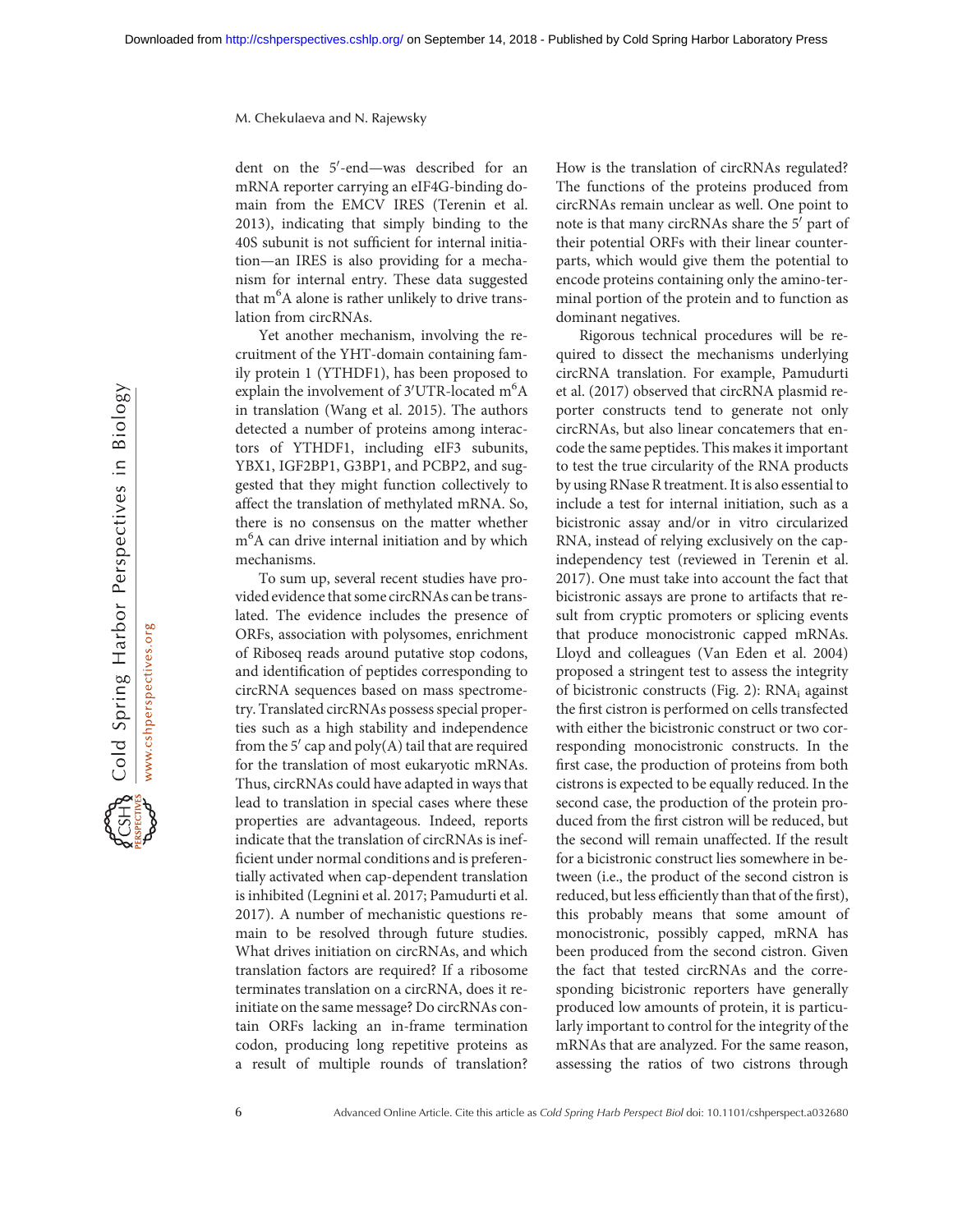dent on the 5′-end—was described for an mRNA reporter carrying an eIF4G-binding domain from the EMCV IRES (Terenin et al. 2013), indicating that simply binding to the 40S subunit is not sufficient for internal initiation—an IRES is also providing for a mechanism for internal entry. These data suggested that $m^6A$ alone is rather unlikely to drive translation from circRNAs.

Yet another mechanism, involving the recruitment of the YHT-domain containing family protein 1 (YTHDF1), has been proposed to explain the involvement of 3′UTR-located $m^6A$ in translation (Wang et al. 2015). The authors detected a number of proteins among interactors of YTHDF1, including eIF3 subunits, YBX1, IGF2BP1, G3BP1, and PCBP2, and suggested that they might function collectively to affect the translation of methylated mRNA. So, there is no consensus on the matter whether $m^6A$ can drive internal initiation and by which mechanisms.

To sum up, several recent studies have provided evidence that some circRNAs can be translated. The evidence includes the presence of ORFs, association with polysomes, enrichment of Riboseq reads around putative stop codons, and identification of peptides corresponding to circRNA sequences based on mass spectrometry. Translated circRNAs possess special properties such as a high stability and independence from the 5′ cap and poly(A) tail that are required for the translation of most eukaryotic mRNAs. Thus, circRNAs could have adapted in ways that lead to translation in special cases where these properties are advantageous. Indeed, reports indicate that the translation of circRNAs is inefficient under normal conditions and is preferentially activated when cap-dependent translation is inhibited (Legnini et al. 2017; Pamudurti et al. 2017). A number of mechanistic questions remain to be resolved through future studies. What drives initiation on circRNAs, and which translation factors are required? If a ribosome terminates translation on a circRNA, does it reinitiate on the same message? Do circRNAs contain ORFs lacking an in-frame termination codon, producing long repetitive proteins as a result of multiple rounds of translation? How is the translation of circRNAs regulated? The functions of the proteins produced from circRNAs remain unclear as well. One point to note is that many circRNAs share the 5′ part of their potential ORFs with their linear counterparts, which would give them the potential to encode proteins containing only the amino-terminal portion of the protein and to function as dominant negatives.

Rigorous technical procedures will be required to dissect the mechanisms underlying circRNA translation. For example, Pamudurti et al. (2017) observed that circRNA plasmid reporter constructs tend to generate not only circRNAs, but also linear concatemers that encode the same peptides. This makes it important to test the true circularity of the RNA products by using RNase R treatment. It is also essential to include a test for internal initiation, such as a bicistronic assay and/or in vitro circularized RNA, instead of relying exclusively on the cap-independency test (reviewed in Terenin et al. 2017). One must take into account the fact that bicistronic assays are prone to artifacts that result from cryptic promoters or splicing events that produce monocistronic capped mRNAs. Lloyd and colleagues (Van Eden et al. 2004) proposed a stringent test to assess the integrity of bicistronic constructs (Fig. 2): $RNA_i$ against the first cistron is performed on cells transfected with either the bicistronic construct or two corresponding monocistronic constructs. In the first case, the production of proteins from both cistrons is expected to be equally reduced. In the second case, the production of the protein produced from the first cistron will be reduced, but the second will remain unaffected. If the result for a bicistronic construct lies somewhere in between (i.e., the product of the second cistron is reduced, but less efficiently than that of the first), this probably means that some amount of monocistronic, possibly capped, mRNA has been produced from the second cistron. Given the fact that tested circRNAs and the corresponding bicistronic reporters have generally produced low amounts of protein, it is particularly important to control for the integrity of the mRNAs that are analyzed. For the same reason, assessing the ratios of two cistrons through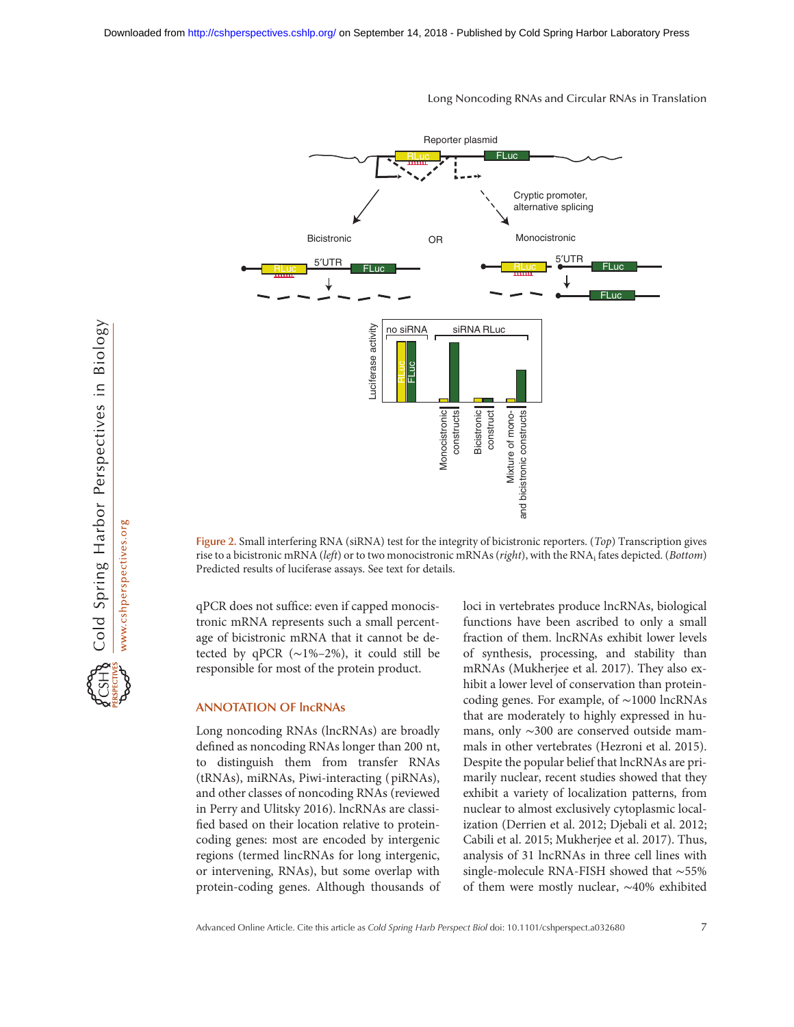Figure 2. Small interfering RNA (siRNA) test for the integrity of bicistronic reporters. (*Top*) Transcription gives rise to a bicistronic mRNA (*left*) or to two monocistronic mRNAs (*right*), with the $RNA_i$ fates depicted. (*Bottom*) Predicted results of luciferase assays. See text for details.

qPCR does not suffice: even if capped monocistronic mRNA represents such a small percentage of bicistronic mRNA that it cannot be detected by qPCR (~1%–2%), it could still be responsible for most of the protein product.

## ANNOTATION OF lncRNAs

Long noncoding RNAs (lncRNAs) are broadly defined as noncoding RNAs longer than 200 nt, to distinguish them from transfer RNAs (tRNAs), miRNAs, Piwi-interacting (piRNAs), and other classes of noncoding RNAs (reviewed in Perry and Ulitsky 2016). lncRNAs are classified based on their location relative to protein-coding genes: most are encoded by intergenic regions (termed lincRNAs for long intergenic, or intervening, RNAs), but some overlap with protein-coding genes. Although thousands of loci in vertebrates produce lncRNAs, biological functions have been ascribed to only a small fraction of them. lncRNAs exhibit lower levels of synthesis, processing, and stability than mRNAs (Mukherjee et al. 2017). They also exhibit a lower level of conservation than protein-coding genes. For example, of ~1000 lncRNAs that are moderately to highly expressed in humans, only ~300 are conserved outside mammals in other vertebrates (Hezroni et al. 2015). Despite the popular belief that lncRNAs are primarily nuclear, recent studies showed that they exhibit a variety of localization patterns, from nuclear to almost exclusively cytoplasmic localization (Derrien et al. 2012; Djebali et al. 2012; Cabili et al. 2015; Mukherjee et al. 2017). Thus, analysis of 31 lncRNAs in three cell lines with single-molecule RNA-FISH showed that ~55% of them were mostly nuclear, ~40% exhibited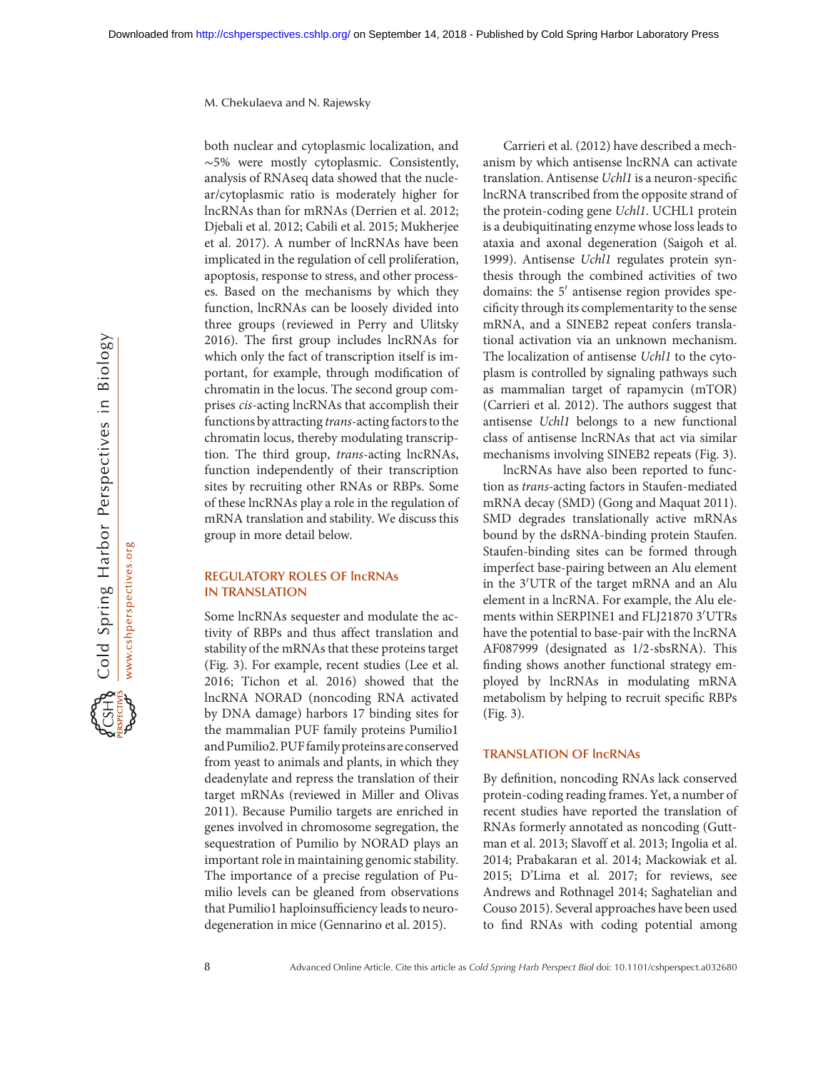both nuclear and cytoplasmic localization, and ~5% were mostly cytoplasmic. Consistently, analysis of RNAseq data showed that the nuclear/cytoplasmic ratio is moderately higher for lncRNAs than for mRNAs (Derrien et al. 2012; Djebali et al. 2012; Cabili et al. 2015; Mukherjee et al. 2017). A number of lncRNAs have been implicated in the regulation of cell proliferation, apoptosis, response to stress, and other processes. Based on the mechanisms by which they function, lncRNAs can be loosely divided into three groups (reviewed in Perry and Ulitsky 2016). The first group includes lncRNAs for which only the fact of transcription itself is important, for example, through modification of chromatin in the locus. The second group comprises *cis*-acting lncRNAs that accomplish their functions by attracting *trans*-acting factors to the chromatin locus, thereby modulating transcription. The third group, *trans*-acting lncRNAs, function independently of their transcription sites by recruiting other RNAs or RBPs. Some of these lncRNAs play a role in the regulation of mRNA translation and stability. We discuss this group in more detail below.

## REGULATORY ROLES OF lncRNAs IN TRANSLATION

Some lncRNAs sequester and modulate the activity of RBPs and thus affect translation and stability of the mRNAs that these proteins target (Fig. 3). For example, recent studies (Lee et al. 2016; Tichon et al. 2016) showed that the lncRNA NORAD (noncoding RNA activated by DNA damage) harbors 17 binding sites for the mammalian PUF family proteins Pumilio1 and Pumilio2. PUF family proteins are conserved from yeast to animals and plants, in which they deadenylate and repress the translation of their target mRNAs (reviewed in Miller and Olivas 2011). Because Pumilio targets are enriched in genes involved in chromosome segregation, the sequestration of Pumilio by NORAD plays an important role in maintaining genomic stability. The importance of a precise regulation of Pumilio levels can be gleaned from observations that Pumilio1 haploinsufficiency leads to neurodegeneration in mice (Gennarino et al. 2015).

Carrieri et al. (2012) have described a mechanism by which antisense lncRNA can activate translation. Antisense *Uchl1* is a neuron-specific lncRNA transcribed from the opposite strand of the protein-coding gene *Uchl1*. UCHL1 protein is a deubiquitinating enzyme whose loss leads to ataxia and axonal degeneration (Saigoh et al. 1999). Antisense *Uchl1* regulates protein synthesis through the combined activities of two domains: the 5′ antisense region provides specificity through its complementarity to the sense mRNA, and a SINEB2 repeat confers translational activation via an unknown mechanism. The localization of antisense *Uchl1* to the cytoplasm is controlled by signaling pathways such as mammalian target of rapamycin (mTOR) (Carrieri et al. 2012). The authors suggest that antisense *Uchl1* belongs to a new functional class of antisense lncRNAs that act via similar mechanisms involving SINEB2 repeats (Fig. 3).

lncRNAs have also been reported to function as *trans*-acting factors in Staufen-mediated mRNA decay (SMD) (Gong and Maquat 2011). SMD degrades translationally active mRNAs bound by the dsRNA-binding protein Staufen. Staufen-binding sites can be formed through imperfect base-pairing between an Alu element in the 3′UTR of the target mRNA and an Alu element in a lncRNA. For example, the Alu elements within SERPINE1 and FLJ21870 3′UTRs have the potential to base-pair with the lncRNA AF087999 (designated as 1/2-sbsRNA). This finding shows another functional strategy employed by lncRNAs in modulating mRNA metabolism by helping to recruit specific RBPs (Fig. 3).

## TRANSLATION OF lncRNAs

By definition, noncoding RNAs lack conserved protein-coding reading frames. Yet, a number of recent studies have reported the translation of RNAs formerly annotated as noncoding (Guttman et al. 2013; Slavoff et al. 2013; Ingolia et al. 2014; Prabakaran et al. 2014; Mackowiak et al. 2015; D'Lima et al. 2017; for reviews, see Andrews and Rothnagel 2014; Saghatelian and Couso 2015). Several approaches have been used to find RNAs with coding potential among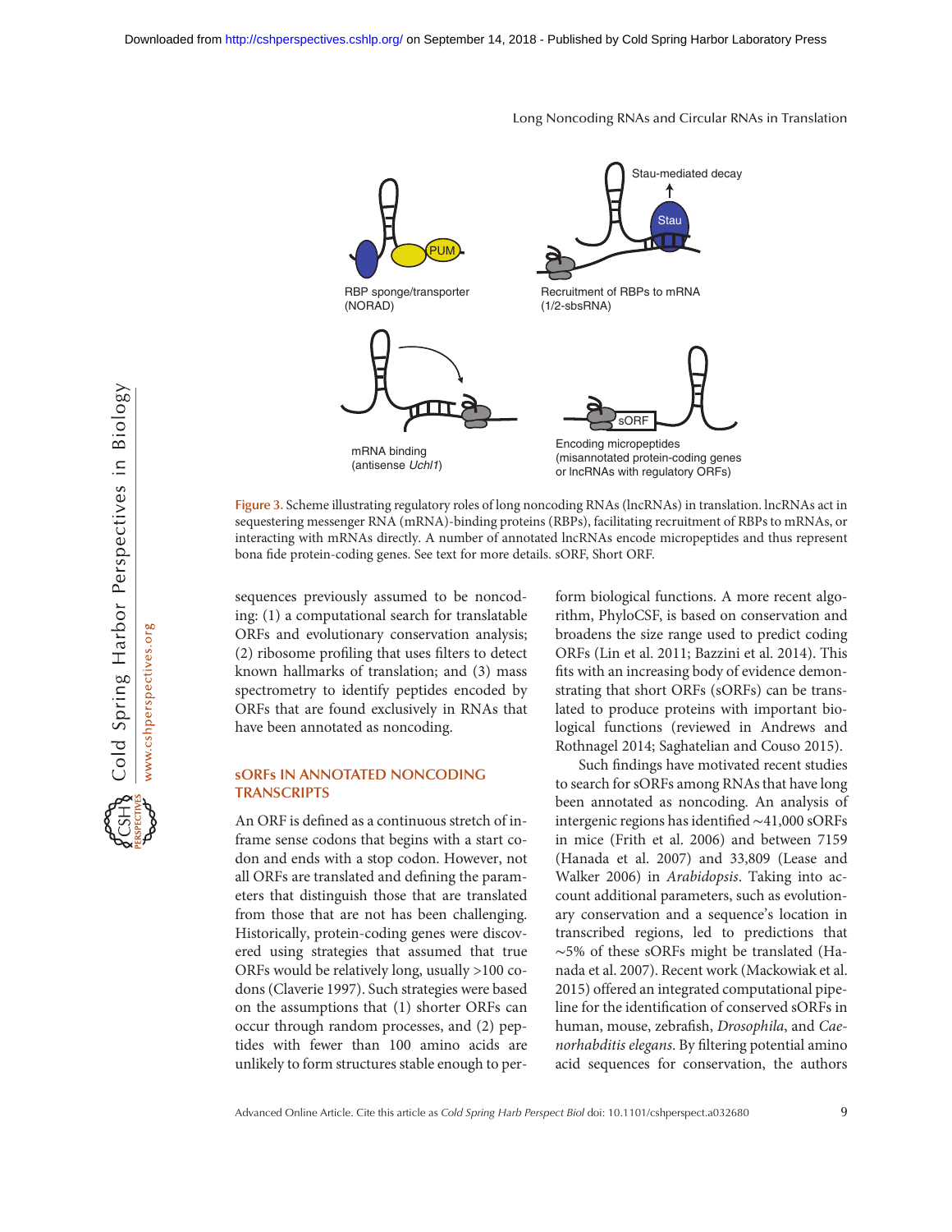Figure 3. Scheme illustrating regulatory roles of long noncoding RNAs (lncRNAs) in translation. lncRNAs act in sequestering messenger RNA (mRNA)-binding proteins (RBPs), facilitating recruitment of RBPs to mRNAs, or interacting with mRNAs directly. A number of annotated lncRNAs encode micropeptides and thus represent bona fide protein-coding genes. See text for more details. sORF, Short ORF.

sequences previously assumed to be noncoding: (1) a computational search for translatable ORFs and evolutionary conservation analysis; (2) ribosome profiling that uses filters to detect known hallmarks of translation; and (3) mass spectrometry to identify peptides encoded by ORFs that are found exclusively in RNAs that have been annotated as noncoding.

## sORFs IN ANNOTATED NONCODING TRANSCRIPTS

An ORF is defined as a continuous stretch of in-frame sense codons that begins with a start codon and ends with a stop codon. However, not all ORFs are translated and defining the parameters that distinguish those that are translated from those that are not has been challenging. Historically, protein-coding genes were discovered using strategies that assumed that true ORFs would be relatively long, usually >100 codons (Claverie 1997). Such strategies were based on the assumptions that (1) shorter ORFs can occur through random processes, and (2) peptides with fewer than 100 amino acids are unlikely to form structures stable enough to perform biological functions. A more recent algorithm, PhyloCSF, is based on conservation and broadens the size range used to predict coding ORFs (Lin et al. 2011; Bazzini et al. 2014). This fits with an increasing body of evidence demonstrating that short ORFs (sORFs) can be translated to produce proteins with important biological functions (reviewed in Andrews and Rothnagel 2014; Saghatelian and Couso 2015).

Such findings have motivated recent studies to search for sORFs among RNAs that have long been annotated as noncoding. An analysis of intergenic regions has identified ~41,000 sORFs in mice (Frith et al. 2006) and between 7159 (Hanada et al. 2007) and 33,809 (Lease and Walker 2006) in *Arabidopsis*. Taking into account additional parameters, such as evolutionary conservation and a sequence's location in transcribed regions, led to predictions that ~5% of these sORFs might be translated (Hanada et al. 2007). Recent work (Mackowiak et al. 2015) offered an integrated computational pipeline for the identification of conserved sORFs in human, mouse, zebrafish, *Drosophila*, and *Caenorhabditis elegans*. By filtering potential amino acid sequences for conservation, the authors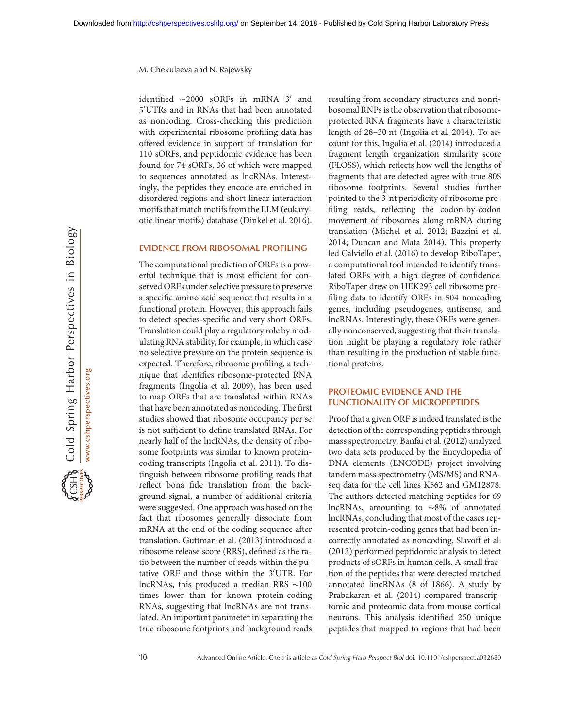identified ∼2000 sORFs in mRNA 3′ and 5′UTRs and in RNAs that had been annotated as noncoding. Cross-checking this prediction with experimental ribosome profiling data has offered evidence in support of translation for 110 sORFs, and peptidomic evidence has been found for 74 sORFs, 36 of which were mapped to sequences annotated as lncRNAs. Interestingly, the peptides they encode are enriched in disordered regions and short linear interaction motifs that match motifs from the ELM (eukaryotic linear motifs) database (Dinkel et al. 2016).

## EVIDENCE FROM RIBOSOMAL PROFILING

The computational prediction of ORFs is a powerful technique that is most efficient for conserved ORFs under selective pressure to preserve a specific amino acid sequence that results in a functional protein. However, this approach fails to detect species-specific and very short ORFs. Translation could play a regulatory role by modulating RNA stability, for example, in which case no selective pressure on the protein sequence is expected. Therefore, ribosome profiling, a technique that identifies ribosome-protected RNA fragments (Ingolia et al. 2009), has been used to map ORFs that are translated within RNAs that have been annotated as noncoding. The first studies showed that ribosome occupancy per se is not sufficient to define translated RNAs. For nearly half of the lncRNAs, the density of ribosome footprints was similar to known protein-coding transcripts (Ingolia et al. 2011). To distinguish between ribosome profiling reads that reflect bona fide translation from the background signal, a number of additional criteria were suggested. One approach was based on the fact that ribosomes generally dissociate from mRNA at the end of the coding sequence after translation. Guttman et al. (2013) introduced a ribosome release score (RRS), defined as the ratio between the number of reads within the putative ORF and those within the 3′UTR. For lncRNAs, this produced a median RRS ∼100 times lower than for known protein-coding RNAs, suggesting that lncRNAs are not translated. An important parameter in separating the true ribosome footprints and background reads resulting from secondary structures and nonribosomal RNPs is the observation that ribosome-protected RNA fragments have a characteristic length of 28–30 nt (Ingolia et al. 2014). To account for this, Ingolia et al. (2014) introduced a fragment length organization similarity score (FLOSS), which reflects how well the lengths of fragments that are detected agree with true 80S ribosome footprints. Several studies further pointed to the 3-nt periodicity of ribosome profiling reads, reflecting the codon-by-codon movement of ribosomes along mRNA during translation (Michel et al. 2012; Bazzini et al. 2014; Duncan and Mata 2014). This property led Calviello et al. (2016) to develop RiboTaper, a computational tool intended to identify translated ORFs with a high degree of confidence. RiboTaper drew on HEK293 cell ribosome profiling data to identify ORFs in 504 noncoding genes, including pseudogenes, antisense, and lncRNAs. Interestingly, these ORFs were generally nonconserved, suggesting that their translation might be playing a regulatory role rather than resulting in the production of stable functional proteins.

## PROTEOMIC EVIDENCE AND THE FUNCTIONALITY OF MICROPEPTIDES

Proof that a given ORF is indeed translated is the detection of the corresponding peptides through mass spectrometry. Banfai et al. (2012) analyzed two data sets produced by the Encyclopedia of DNA elements (ENCODE) project involving tandem mass spectrometry (MS/MS) and RNA-seq data for the cell lines K562 and GM12878. The authors detected matching peptides for 69 lncRNAs, amounting to ∼8% of annotated lncRNAs, concluding that most of the cases represented protein-coding genes that had been incorrectly annotated as noncoding. Slavoff et al. (2013) performed peptidomic analysis to detect products of sORFs in human cells. A small fraction of the peptides that were detected matched annotated lincRNAs (8 of 1866). A study by Prabakaran et al. (2014) compared transcriptomic and proteomic data from mouse cortical neurons. This analysis identified 250 unique peptides that mapped to regions that had been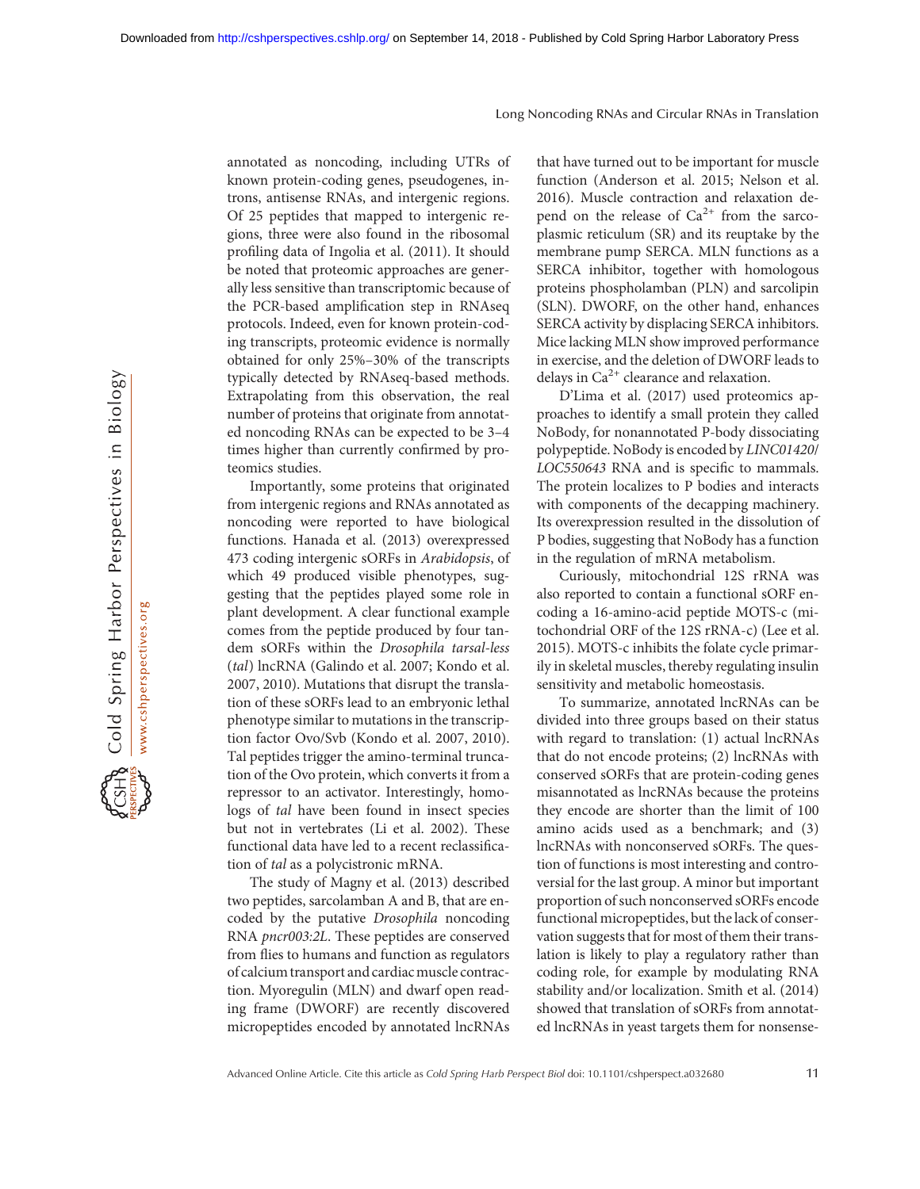annotated as noncoding, including UTRs of known protein-coding genes, pseudogenes, introns, antisense RNAs, and intergenic regions. Of 25 peptides that mapped to intergenic regions, three were also found in the ribosomal profiling data of Ingolia et al. (2011). It should be noted that proteomic approaches are generally less sensitive than transcriptomic because of the PCR-based amplification step in RNAseq protocols. Indeed, even for known protein-coding transcripts, proteomic evidence is normally obtained for only 25%–30% of the transcripts typically detected by RNAseq-based methods. Extrapolating from this observation, the real number of proteins that originate from annotated noncoding RNAs can be expected to be 3–4 times higher than currently confirmed by proteomics studies.

Importantly, some proteins that originated from intergenic regions and RNAs annotated as noncoding were reported to have biological functions. Hanada et al. (2013) overexpressed 473 coding intergenic sORFs in *Arabidopsis*, of which 49 produced visible phenotypes, suggesting that the peptides played some role in plant development. A clear functional example comes from the peptide produced by four tandem sORFs within the *Drosophila tarsal-less* (*tal*) lncRNA (Galindo et al. 2007; Kondo et al. 2007, 2010). Mutations that disrupt the translation of these sORFs lead to an embryonic lethal phenotype similar to mutations in the transcription factor Ovo/Svb (Kondo et al. 2007, 2010). Tal peptides trigger the amino-terminal truncation of the Ovo protein, which converts it from a repressor to an activator. Interestingly, homologs of *tal* have been found in insect species but not in vertebrates (Li et al. 2002). These functional data have led to a recent reclassification of *tal* as a polycistronic mRNA.

The study of Magny et al. (2013) described two peptides, sarcolamban A and B, that are encoded by the putative *Drosophila* noncoding RNA *pncr003:2L*. These peptides are conserved from flies to humans and function as regulators of calcium transport and cardiac muscle contraction. Myoregulin (MLN) and dwarf open reading frame (DWORF) are recently discovered micropeptides encoded by annotated lncRNAs that have turned out to be important for muscle function (Anderson et al. 2015; Nelson et al. 2016). Muscle contraction and relaxation depend on the release of $Ca^{2+}$ from the sarcoplasmic reticulum (SR) and its reuptake by the membrane pump SERCA. MLN functions as a SERCA inhibitor, together with homologous proteins phospholamban (PLN) and sarcolipin (SLN). DWORF, on the other hand, enhances SERCA activity by displacing SERCA inhibitors. Mice lacking MLN show improved performance in exercise, and the deletion of DWORF leads to delays in $Ca^{2+}$ clearance and relaxation.

D'Lima et al. (2017) used proteomics approaches to identify a small protein they called NoBody, for nonannotated P-body dissociating polypeptide. NoBody is encoded by *LINC01420/LOC550643* RNA and is specific to mammals. The protein localizes to P bodies and interacts with components of the decapping machinery. Its overexpression resulted in the dissolution of P bodies, suggesting that NoBody has a function in the regulation of mRNA metabolism.

Curiously, mitochondrial 12S rRNA was also reported to contain a functional sORF encoding a 16-amino-acid peptide MOTS-c (mitochondrial ORF of the 12S rRNA-c) (Lee et al. 2015). MOTS-c inhibits the folate cycle primarily in skeletal muscles, thereby regulating insulin sensitivity and metabolic homeostasis.

To summarize, annotated lncRNAs can be divided into three groups based on their status with regard to translation: (1) actual lncRNAs that do not encode proteins; (2) lncRNAs with conserved sORFs that are protein-coding genes misannotated as lncRNAs because the proteins they encode are shorter than the limit of 100 amino acids used as a benchmark; and (3) lncRNAs with nonconserved sORFs. The question of functions is most interesting and controversial for the last group. A minor but important proportion of such nonconserved sORFs encode functional micropeptides, but the lack of conservation suggests that for most of them their translation is likely to play a regulatory rather than coding role, for example by modulating RNA stability and/or localization. Smith et al. (2014) showed that translation of sORFs from annotated lncRNAs in yeast targets them for nonsense-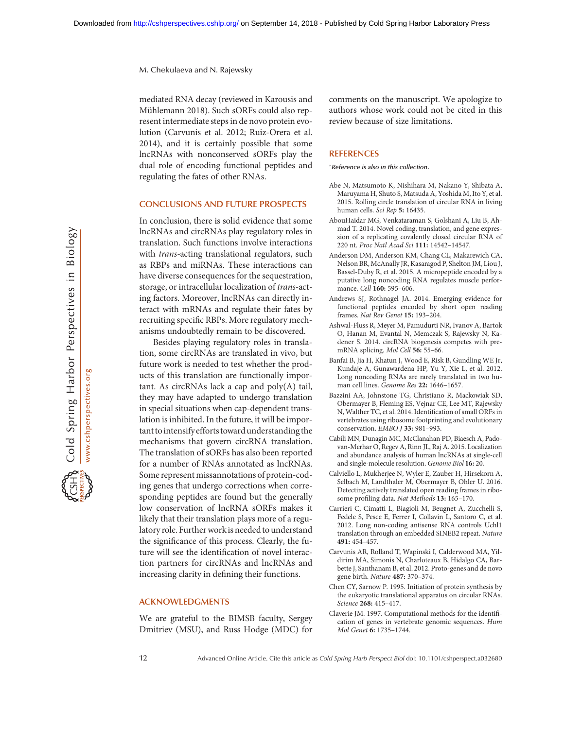mediated RNA decay (reviewed in Karousis and Mühlemann 2018). Such sORFs could also represent intermediate steps in de novo protein evolution (Carvunis et al. 2012; Ruiz-Orera et al. 2014), and it is certainly possible that some lncRNAs with nonconserved sORFs play the dual role of encoding functional peptides and regulating the fates of other RNAs.

## CONCLUSIONS AND FUTURE PROSPECTS

In conclusion, there is solid evidence that some lncRNAs and circRNAs play regulatory roles in translation. Such functions involve interactions with *trans*-acting translational regulators, such as RBPs and miRNAs. These interactions can have diverse consequences for the sequestration, storage, or intracellular localization of *trans*-acting factors. Moreover, lncRNAs can directly interact with mRNAs and regulate their fates by recruiting specific RBPs. More regulatory mechanisms undoubtedly remain to be discovered.

Besides playing regulatory roles in translation, some circRNAs are translated in vivo, but future work is needed to test whether the products of this translation are functionally important. As circRNAs lack a cap and poly(A) tail, they may have adapted to undergo translation in special situations when cap-dependent translation is inhibited. In the future, it will be important to intensify efforts toward understanding the mechanisms that govern circRNA translation. The translation of sORFs has also been reported for a number of RNAs annotated as lncRNAs. Some represent missannotations of protein-coding genes that undergo corrections when corresponding peptides are found but the generally low conservation of lncRNA sORFs makes it likely that their translation plays more of a regulatory role. Further work is needed to understand the significance of this process. Clearly, the future will see the identification of novel interaction partners for circRNAs and lncRNAs and increasing clarity in defining their functions.

## ACKNOWLEDGMENTS

We are grateful to the BIMSB faculty, Sergey Dmitriev (MSU), and Russ Hodge (MDC) for comments on the manuscript. We apologize to authors whose work could not be cited in this review because of size limitations.

## REFERENCES

*Reference is also in this collection.

- Abe N, Matsumoto K, Nishihara M, Nakano Y, Shibata A, Maruyama H, Shuto S, Matsuda A, Yoshida M, Ito Y, et al. 2015. Rolling circle translation of circular RNA in living human cells. *Sci Rep* **5:** 16435.
- AbouHaidar MG, Venkataraman S, Golshani A, Liu B, Ahmad T. 2014. Novel coding, translation, and gene expression of a replicating covalently closed circular RNA of 220 nt. *Proc Natl Acad Sci* **111:** 14542–14547.
- Anderson DM, Anderson KM, Chang CL, Makarewich CA, Nelson BR, McAnally JR, Kasaragod P, Shelton JM, Liou J, Bassel-Duby R, et al. 2015. A micropeptide encoded by a putative long noncoding RNA regulates muscle performance. *Cell* **160:** 595–606.
- Andrews SJ, Rothnagel JA. 2014. Emerging evidence for functional peptides encoded by short open reading frames. *Nat Rev Genet* **15:** 193–204.
- Ashwal-Fluss R, Meyer M, Pamudurti NR, Ivanov A, Bartok O, Hanan M, Evantal N, Memczak S, Rajewsky N, Kadener S. 2014. circRNA biogenesis competes with pre-mRNA splicing. *Mol Cell* **56:** 55–66.
- Banfai B, Jia H, Khatun J, Wood E, Risk B, Gundling WE Jr, Kundaje A, Gunawardena HP, Yu Y, Xie L, et al. 2012. Long noncoding RNAs are rarely translated in two human cell lines. *Genome Res* **22:** 1646–1657.
- Bazzini AA, Johnstone TG, Christiano R, Mackowiak SD, Obermayer B, Fleming ES, Vejnar CE, Lee MT, Rajewsky N, Walther TC, et al. 2014. Identification of small ORFs in vertebrates using ribosome footprinting and evolutionary conservation. *EMBO J* **33:** 981–993.
- Cabili MN, Dunagin MC, McClanahan PD, Biaesch A, Padovan-Merhar O, Regev A, Rinn JL, Raj A. 2015. Localization and abundance analysis of human lncRNAs at single-cell and single-molecule resolution. *Genome Biol* **16:** 20.
- Calviello L, Mukherjee N, Wyler E, Zauber H, Hirsekorn A, Selbach M, Landthaler M, Obermayer B, Ohler U. 2016. Detecting actively translated open reading frames in ribosome profiling data. *Nat Methods* **13:** 165–170.
- Carrieri C, Cimatti L, Biagioli M, Beugnet A, Zucchelli S, Fedele S, Pesce E, Ferrer I, Collavin L, Santoro C, et al. 2012. Long non-coding antisense RNA controls Uchl1 translation through an embedded SINEB2 repeat. *Nature* **491:** 454–457.
- Carvunis AR, Rolland T, Wapinski I, Calderwood MA, Yildirim MA, Simonis N, Charloteaux B, Hidalgo CA, Barbette J, Santhanam B, et al. 2012. Proto-genes and de novo gene birth. *Nature* **487:** 370–374.
- Chen CY, Sarnow P. 1995. Initiation of protein synthesis by the eukaryotic translational apparatus on circular RNAs. *Science* **268:** 415–417.
- Claverie JM. 1997. Computational methods for the identification of genes in vertebrate genomic sequences. *Hum Mol Genet* **6:** 1735–1744.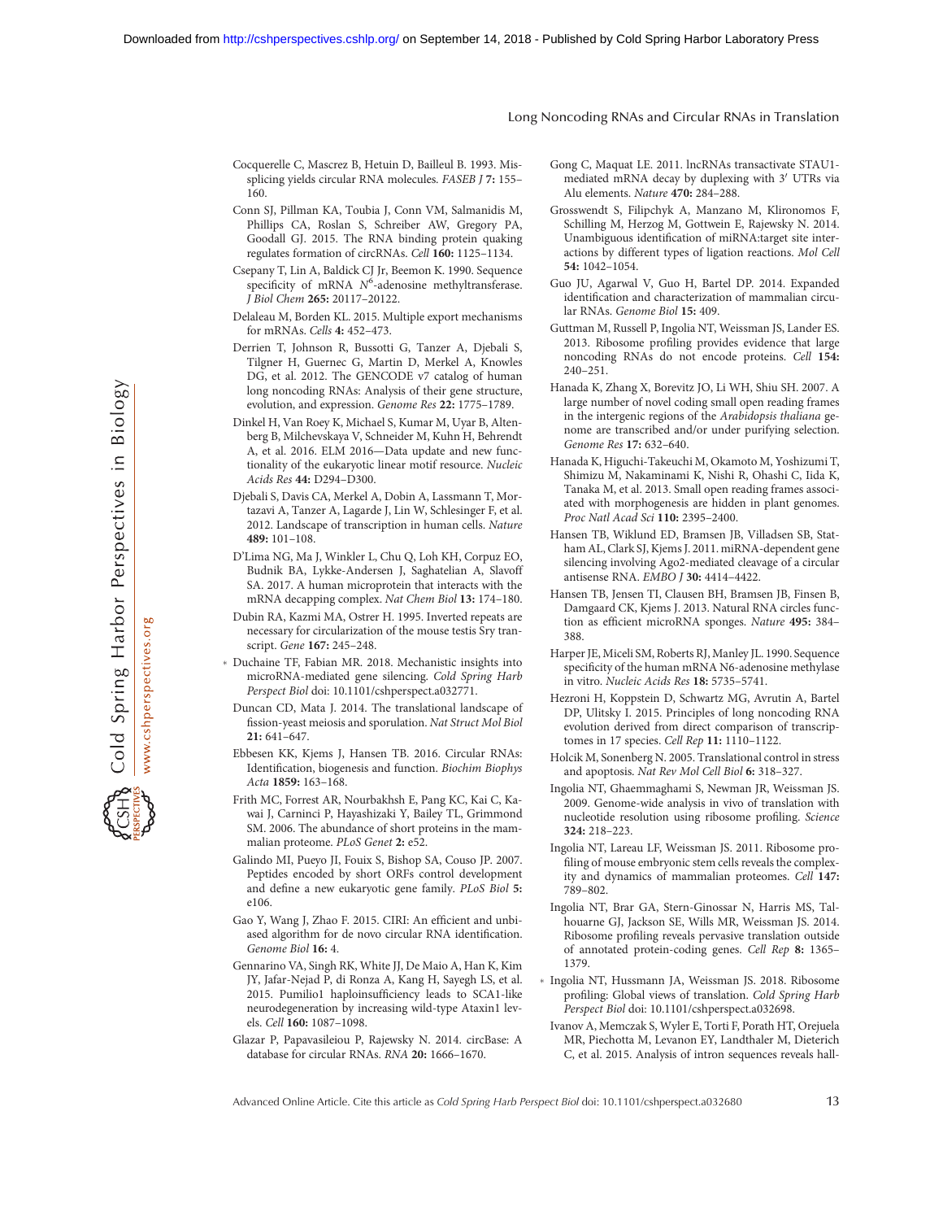Cocquerelle C, Mascrez B, Hetuin D, Bailleul B. 1993. Mis-splicing yields circular RNA molecules. *FASEB J* **7:** 155–160.

Conn SJ, Pillman KA, Toubia J, Conn VM, Salmanidis M, Phillips CA, Roslan S, Schreiber AW, Gregory PA, Goodall GJ. 2015. The RNA binding protein quaking regulates formation of circRNAs. *Cell* **160:** 1125–1134.

Csepany T, Lin A, Baldick CJ Jr, Beemon K. 1990. Sequence specificity of mRNA $N^6$-adenosine methyltransferase. *J Biol Chem* **265:** 20117–20122.

Delaleau M, Borden KL. 2015. Multiple export mechanisms for mRNAs. *Cells* **4:** 452–473.

Derrien T, Johnson R, Bussotti G, Tanzer A, Djebali S, Tilgner H, Guernec G, Martin D, Merkel A, Knowles DG, et al. 2012. The GENCODE v7 catalog of human long noncoding RNAs: Analysis of their gene structure, evolution, and expression. *Genome Res* **22:** 1775–1789.

Dinkel H, Van Roey K, Michael S, Kumar M, Uyar B, Altenberg B, Milchevskaya V, Schneider M, Kuhn H, Behrendt A, et al. 2016. ELM 2016—Data update and new functionality of the eukaryotic linear motif resource. *Nucleic Acids Res* **44:** D294–D300.

Djebali S, Davis CA, Merkel A, Dobin A, Lassmann T, Mortazavi A, Tanzer A, Lagarde J, Lin W, Schlesinger F, et al. 2012. Landscape of transcription in human cells. *Nature* **489:** 101–108.

D'Lima NG, Ma J, Winkler L, Chu Q, Loh KH, Corpuz EO, Budnik BA, Lykke-Andersen J, Saghatelian A, Slavoff SA. 2017. A human microprotein that interacts with the mRNA decapping complex. *Nat Chem Biol* **13:** 174–180.

Dubin RA, Kazmi MA, Ostrer H. 1995. Inverted repeats are necessary for circularization of the mouse testis Sry transcript. *Gene* **167:** 245–248.

\* Duchaine TF, Fabian MR. 2018. Mechanistic insights into microRNA-mediated gene silencing. *Cold Spring Harb Perspect Biol* doi: 10.1101/cshperspect.a032771.

Duncan CD, Mata J. 2014. The translational landscape of fission-yeast meiosis and sporulation. *Nat Struct Mol Biol* **21:** 641–647.

Ebbesen KK, Kjems J, Hansen TB. 2016. Circular RNAs: Identification, biogenesis and function. *Biochim Biophys Acta* **1859:** 163–168.

Frith MC, Forrest AR, Nourbakhsh E, Pang KC, Kai C, Kawai J, Carninci P, Hayashizaki Y, Bailey TL, Grimmond SM. 2006. The abundance of short proteins in the mammalian proteome. *PLoS Genet* **2:** e52.

Galindo MI, Pueyo JI, Fouix S, Bishop SA, Couso JP. 2007. Peptides encoded by short ORFs control development and define a new eukaryotic gene family. *PLoS Biol* **5:** e106.

Gao Y, Wang J, Zhao F. 2015. CIRI: An efficient and unbiased algorithm for de novo circular RNA identification. *Genome Biol* **16:** 4.

Gennarino VA, Singh RK, White JJ, De Maio A, Han K, Kim JY, Jafar-Nejad P, di Ronza A, Kang H, Sayegh LS, et al. 2015. Pumilio1 haploinsufficiency leads to SCA1-like neurodegeneration by increasing wild-type Ataxin1 levels. *Cell* **160:** 1087–1098.

Glazar P, Papavasileiou P, Rajewsky N. 2014. circBase: A database for circular RNAs. *RNA* **20:** 1666–1670.

Gong C, Maquat LE. 2011. lncRNAs transactivate STAU1-mediated mRNA decay by duplexing with 3′ UTRs via Alu elements. *Nature* **470:** 284–288.

Grosswendt S, Filipchyk A, Manzano M, Klironomos F, Schilling M, Herzog M, Gottwein E, Rajewsky N. 2014. Unambiguous identification of miRNA:target site interactions by different types of ligation reactions. *Mol Cell* **54:** 1042–1054.

Guo JU, Agarwal V, Guo H, Bartel DP. 2014. Expanded identification and characterization of mammalian circular RNAs. *Genome Biol* **15:** 409.

Guttman M, Russell P, Ingolia NT, Weissman JS, Lander ES. 2013. Ribosome profiling provides evidence that large noncoding RNAs do not encode proteins. *Cell* **154:** 240–251.

Hanada K, Zhang X, Borevitz JO, Li WH, Shiu SH. 2007. A large number of novel coding small open reading frames in the intergenic regions of the *Arabidopsis thaliana* genome are transcribed and/or under purifying selection. *Genome Res* **17:** 632–640.

Hanada K, Higuchi-Takeuchi M, Okamoto M, Yoshizumi T, Shimizu M, Nakaminami K, Nishi R, Ohashi C, Iida K, Tanaka M, et al. 2013. Small open reading frames associated with morphogenesis are hidden in plant genomes. *Proc Natl Acad Sci* **110:** 2395–2400.

Hansen TB, Wiklund ED, Bramsen JB, Villadsen SB, Statham AL, Clark SJ, Kjems J. 2011. miRNA-dependent gene silencing involving Ago2-mediated cleavage of a circular antisense RNA. *EMBO J* **30:** 4414–4422.

Hansen TB, Jensen TI, Clausen BH, Bramsen JB, Finsen B, Damgaard CK, Kjems J. 2013. Natural RNA circles function as efficient microRNA sponges. *Nature* **495:** 384–388.

Harper JE, Miceli SM, Roberts RJ, Manley JL. 1990. Sequence specificity of the human mRNA N6-adenosine methylase in vitro. *Nucleic Acids Res* **18:** 5735–5741.

Hezroni H, Koppstein D, Schwartz MG, Avrutin A, Bartel DP, Ulitsky I. 2015. Principles of long noncoding RNA evolution derived from direct comparison of transcriptomes in 17 species. *Cell Rep* **11:** 1110–1122.

Holcik M, Sonenberg N. 2005. Translational control in stress and apoptosis. *Nat Rev Mol Cell Biol* **6:** 318–327.

Ingolia NT, Ghaemmaghami S, Newman JR, Weissman JS. 2009. Genome-wide analysis in vivo of translation with nucleotide resolution using ribosome profiling. *Science* **324:** 218–223.

Ingolia NT, Lareau LF, Weissman JS. 2011. Ribosome profiling of mouse embryonic stem cells reveals the complexity and dynamics of mammalian proteomes. *Cell* **147:** 789–802.

Ingolia NT, Brar GA, Stern-Ginossar N, Harris MS, Talhouarne GJ, Jackson SE, Wills MR, Weissman JS. 2014. Ribosome profiling reveals pervasive translation outside of annotated protein-coding genes. *Cell Rep* **8:** 1365–1379.

\* Ingolia NT, Hussmann JA, Weissman JS. 2018. Ribosome profiling: Global views of translation. *Cold Spring Harb Perspect Biol* doi: 10.1101/cshperspect.a032698.

Ivanov A, Memczak S, Wyler E, Torti F, Porath HT, Orejuela MR, Piechotta M, Levanon EY, Landthaler M, Dieterich C, et al. 2015. Analysis of intron sequences reveals hall-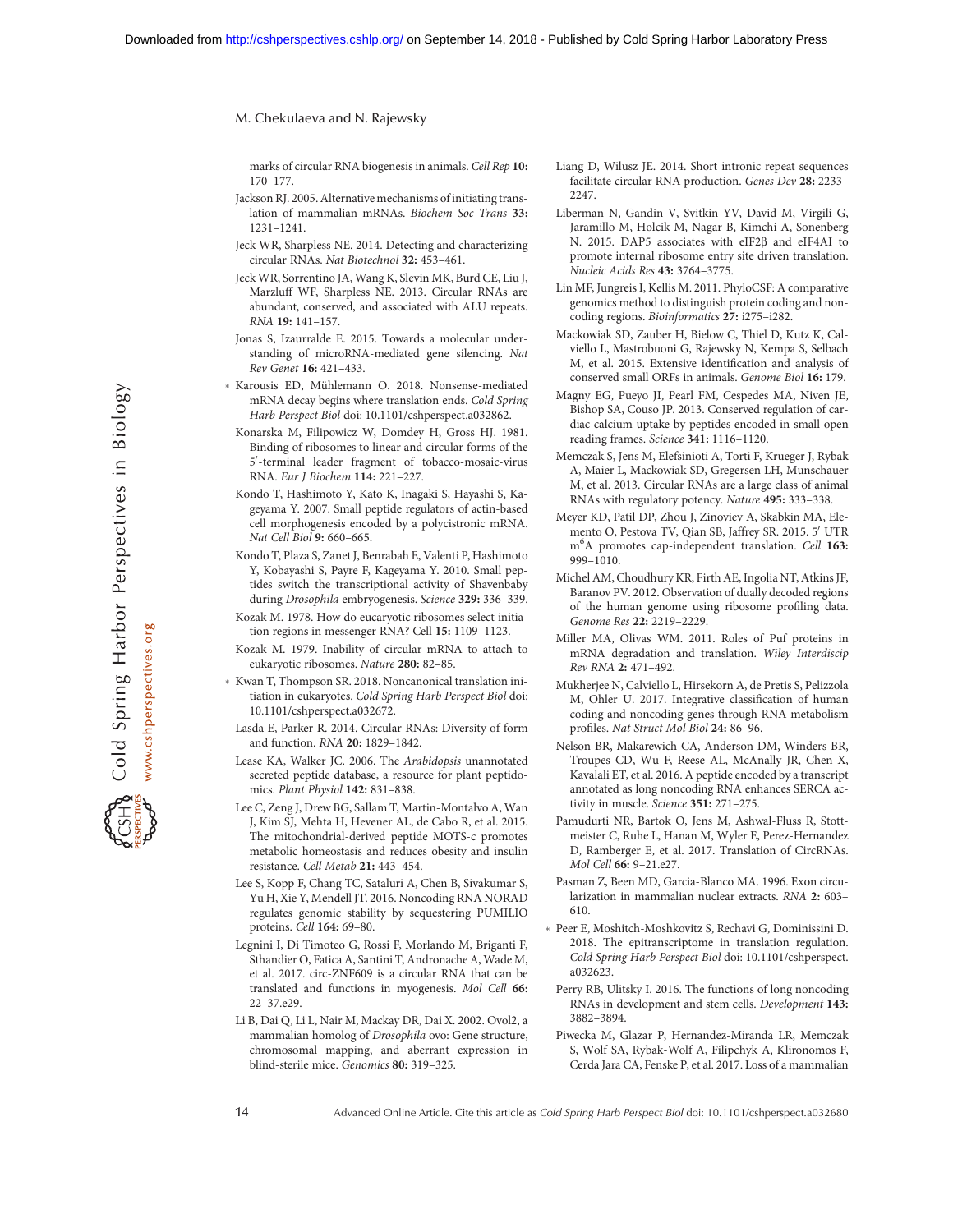marks of circular RNA biogenesis in animals. *Cell Rep* **10:** 170–177.

Jackson RJ. 2005. Alternative mechanisms of initiating translation of mammalian mRNAs. *Biochem Soc Trans* **33:** 1231–1241.

Jeck WR, Sharpless NE. 2014. Detecting and characterizing circular RNAs. *Nat Biotechnol* **32:** 453–461.

Jeck WR, Sorrentino JA, Wang K, Slevin MK, Burd CE, Liu J, Marzluff WF, Sharpless NE. 2013. Circular RNAs are abundant, conserved, and associated with ALU repeats. *RNA* **19:** 141–157.

Jonas S, Izaurralde E. 2015. Towards a molecular understanding of microRNA-mediated gene silencing. *Nat Rev Genet* **16:** 421–433.

\* Karousis ED, Mühlemann O. 2018. Nonsense-mediated mRNA decay begins where translation ends. *Cold Spring Harb Perspect Biol* doi: 10.1101/cshperspect.a032862.

Konarska M, Filipowicz W, Domdey H, Gross HJ. 1981. Binding of ribosomes to linear and circular forms of the 5′-terminal leader fragment of tobacco-mosaic-virus RNA. *Eur J Biochem* **114:** 221–227.

Kondo T, Hashimoto Y, Kato K, Inagaki S, Hayashi S, Kageyama Y. 2007. Small peptide regulators of actin-based cell morphogenesis encoded by a polycistronic mRNA. *Nat Cell Biol* **9:** 660–665.

Kondo T, Plaza S, Zanet J, Benrabah E, Valenti P, Hashimoto Y, Kobayashi S, Payre F, Kageyama Y. 2010. Small peptides switch the transcriptional activity of Shavenbaby during *Drosophila* embryogenesis. *Science* **329:** 336–339.

Kozak M. 1978. How do eucaryotic ribosomes select initiation regions in messenger RNA? Cell **15:** 1109–1123.

Kozak M. 1979. Inability of circular mRNA to attach to eukaryotic ribosomes. *Nature* **280:** 82–85.

\* Kwan T, Thompson SR. 2018. Noncanonical translation initiation in eukaryotes. *Cold Spring Harb Perspect Biol* doi: 10.1101/cshperspect.a032672.

Lasda E, Parker R. 2014. Circular RNAs: Diversity of form and function. *RNA* **20:** 1829–1842.

Lease KA, Walker JC. 2006. The *Arabidopsis* unannotated secreted peptide database, a resource for plant peptidomics. *Plant Physiol* **142:** 831–838.

Lee C, Zeng J, Drew BG, Sallam T, Martin-Montalvo A, Wan J, Kim SJ, Mehta H, Hevener AL, de Cabo R, et al. 2015. The mitochondrial-derived peptide MOTS-c promotes metabolic homeostasis and reduces obesity and insulin resistance. *Cell Metab* **21:** 443–454.

Lee S, Kopp F, Chang TC, Sataluri A, Chen B, Sivakumar S, Yu H, Xie Y, Mendell JT. 2016. Noncoding RNA NORAD regulates genomic stability by sequestering PUMILIO proteins. *Cell* **164:** 69–80.

Legnini I, Di Timoteo G, Rossi F, Morlando M, Briganti F, Sthandier O, Fatica A, Santini T, Andronache A, Wade M, et al. 2017. circ-ZNF609 is a circular RNA that can be translated and functions in myogenesis. *Mol Cell* **66:** 22–37.e29.

Li B, Dai Q, Li L, Nair M, Mackay DR, Dai X. 2002. Ovol2, a mammalian homolog of *Drosophila* ovo: Gene structure, chromosomal mapping, and aberrant expression in blind-sterile mice. *Genomics* **80:** 319–325.

Liang D, Wilusz JE. 2014. Short intronic repeat sequences facilitate circular RNA production. *Genes Dev* **28:** 2233–2247.

Liberman N, Gandin V, Svitkin YV, David M, Virgili G, Jaramillo M, Holcik M, Nagar B, Kimchi A, Sonenberg N. 2015. DAP5 associates with eIF2β and eIF4AI to promote internal ribosome entry site driven translation. *Nucleic Acids Res* **43:** 3764–3775.

Lin MF, Jungreis I, Kellis M. 2011. PhyloCSF: A comparative genomics method to distinguish protein coding and non-coding regions. *Bioinformatics* **27:** i275–i282.

Mackowiak SD, Zauber H, Bielow C, Thiel D, Kutz K, Calviello L, Mastrobuoni G, Rajewsky N, Kempa S, Selbach M, et al. 2015. Extensive identification and analysis of conserved small ORFs in animals. *Genome Biol* **16:** 179.

Magny EG, Pueyo JI, Pearl FM, Cespedes MA, Niven JE, Bishop SA, Couso JP. 2013. Conserved regulation of cardiac calcium uptake by peptides encoded in small open reading frames. *Science* **341:** 1116–1120.

Memczak S, Jens M, Elefsinioti A, Torti F, Krueger J, Rybak A, Maier L, Mackowiak SD, Gregersen LH, Munschauer M, et al. 2013. Circular RNAs are a large class of animal RNAs with regulatory potency. *Nature* **495:** 333–338.

Meyer KD, Patil DP, Zhou J, Zinoviev A, Skabkin MA, Elemento O, Pestova TV, Qian SB, Jaffrey SR. 2015. 5′ UTR m$^6$A promotes cap-independent translation. *Cell* **163:** 999–1010.

Michel AM, Choudhury KR, Firth AE, Ingolia NT, Atkins JF, Baranov PV. 2012. Observation of dually decoded regions of the human genome using ribosome profiling data. *Genome Res* **22:** 2219–2229.

Miller MA, Olivas WM. 2011. Roles of Puf proteins in mRNA degradation and translation. *Wiley Interdiscip Rev RNA* **2:** 471–492.

Mukherjee N, Calviello L, Hirsekorn A, de Pretis S, Pelizzola M, Ohler U. 2017. Integrative classification of human coding and noncoding genes through RNA metabolism profiles. *Nat Struct Mol Biol* **24:** 86–96.

Nelson BR, Makarewich CA, Anderson DM, Winders BR, Troupes CD, Wu F, Reese AL, McAnally JR, Chen X, Kavalali ET, et al. 2016. A peptide encoded by a transcript annotated as long noncoding RNA enhances SERCA activity in muscle. *Science* **351:** 271–275.

Pamudurti NR, Bartok O, Jens M, Ashwal-Fluss R, Stottmeister C, Ruhe L, Hanan M, Wyler E, Perez-Hernandez D, Ramberger E, et al. 2017. Translation of CircRNAs. *Mol Cell* **66:** 9–21.e27.

Pasman Z, Been MD, Garcia-Blanco MA. 1996. Exon circularization in mammalian nuclear extracts. *RNA* **2:** 603–610.

\* Peer E, Moshitch-Moshkovitz S, Rechavi G, Dominissini D. 2018. The epitranscriptome in translation regulation. *Cold Spring Harb Perspect Biol* doi: 10.1101/cshperspect.a032623.

Perry RB, Ulitsky I. 2016. The functions of long noncoding RNAs in development and stem cells. *Development* **143:** 3882–3894.

Piwecka M, Glazar P, Hernandez-Miranda LR, Memczak S, Wolf SA, Rybak-Wolf A, Filipchyk A, Klironomos F, Cerda Jara CA, Fenske P, et al. 2017. Loss of a mammalian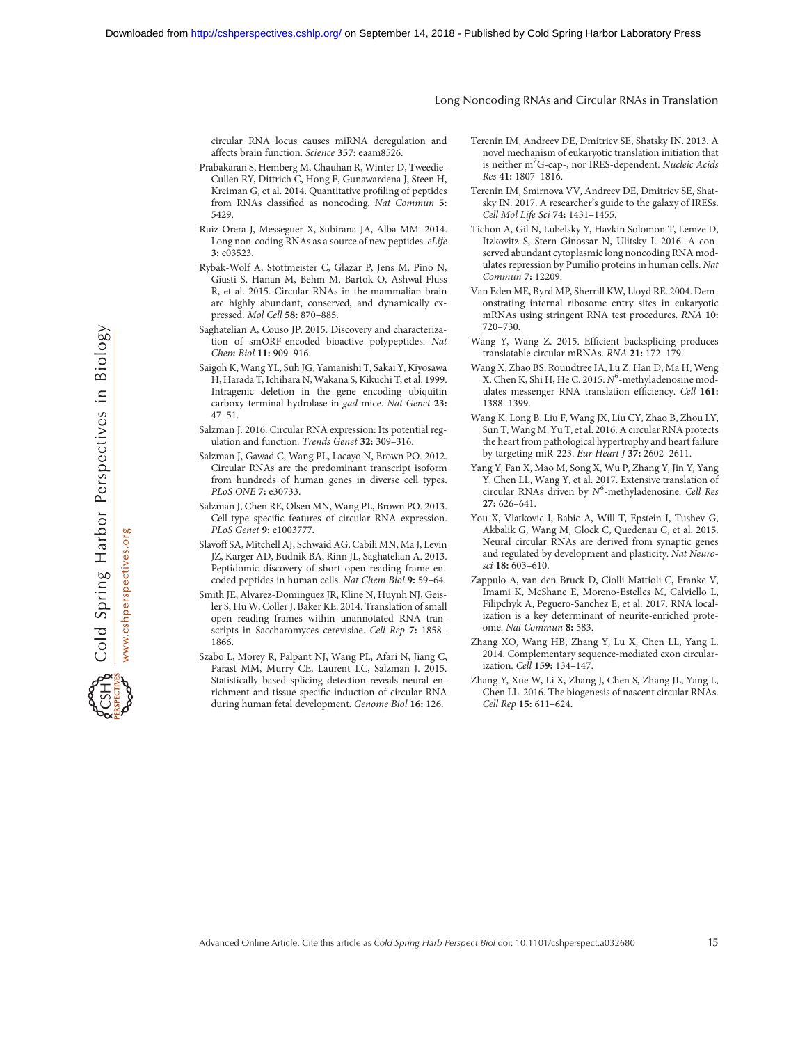circular RNA locus causes miRNA deregulation and affects brain function. *Science* **357:** eaam8526.

Prabakaran S, Hemberg M, Chauhan R, Winter D, Tweedie-Cullen RY, Dittrich C, Hong E, Gunawardena J, Steen H, Kreiman G, et al. 2014. Quantitative profiling of peptides from RNAs classified as noncoding. *Nat Commun* **5:** 5429.

Ruiz-Orera J, Messeguer X, Subirana JA, Alba MM. 2014. Long non-coding RNAs as a source of new peptides. *eLife* **3:** e03523.

Rybak-Wolf A, Stottmeister C, Glazar P, Jens M, Pino N, Giusti S, Hanan M, Behm M, Bartok O, Ashwal-Fluss R, et al. 2015. Circular RNAs in the mammalian brain are highly abundant, conserved, and dynamically expressed. *Mol Cell* **58:** 870–885.

Saghatelian A, Couso JP. 2015. Discovery and characterization of smORF-encoded bioactive polypeptides. *Nat Chem Biol* **11:** 909–916.

Saigoh K, Wang YL, Suh JG, Yamanishi T, Sakai Y, Kiyosawa H, Harada T, Ichihara N, Wakana S, Kikuchi T, et al. 1999. Intragenic deletion in the gene encoding ubiquitin carboxy-terminal hydrolase in *gad* mice. *Nat Genet* **23:** 47–51.

Salzman J. 2016. Circular RNA expression: Its potential regulation and function. *Trends Genet* **32:** 309–316.

Salzman J, Gawad C, Wang PL, Lacayo N, Brown PO. 2012. Circular RNAs are the predominant transcript isoform from hundreds of human genes in diverse cell types. *PLoS ONE* **7:** e30733.

Salzman J, Chen RE, Olsen MN, Wang PL, Brown PO. 2013. Cell-type specific features of circular RNA expression. *PLoS Genet* **9:** e1003777.

Slavoff SA, Mitchell AJ, Schwaid AG, Cabili MN, Ma J, Levin JZ, Karger AD, Budnik BA, Rinn JL, Saghatelian A. 2013. Peptidomic discovery of short open reading frame-encoded peptides in human cells. *Nat Chem Biol* **9:** 59–64.

Smith JE, Alvarez-Dominguez JR, Kline N, Huynh NJ, Geisler S, Hu W, Coller J, Baker KE. 2014. Translation of small open reading frames within unannotated RNA transcripts in Saccharomyces cerevisiae. *Cell Rep* **7:** 1858–1866.

Szabo L, Morey R, Palpant NJ, Wang PL, Afari N, Jiang C, Parast MM, Murry CE, Laurent LC, Salzman J. 2015. Statistically based splicing detection reveals neural enrichment and tissue-specific induction of circular RNA during human fetal development. *Genome Biol* **16:** 126.

Terenin IM, Andreev DE, Dmitriev SE, Shatsky IN. 2013. A novel mechanism of eukaryotic translation initiation that is neither $m^7$G-cap-, nor IRES-dependent. *Nucleic Acids Res* **41:** 1807–1816.

Terenin IM, Smirnova VV, Andreev DE, Dmitriev SE, Shatsky IN. 2017. A researcher's guide to the galaxy of IRESs. *Cell Mol Life Sci* **74:** 1431–1455.

Tichon A, Gil N, Lubelsky Y, Havkin Solomon T, Lemze D, Itzkovitz S, Stern-Ginossar N, Ulitsky I. 2016. A conserved abundant cytoplasmic long noncoding RNA modulates repression by Pumilio proteins in human cells. *Nat Commun* **7:** 12209.

Van Eden ME, Byrd MP, Sherrill KW, Lloyd RE. 2004. Demonstrating internal ribosome entry sites in eukaryotic mRNAs using stringent RNA test procedures. *RNA* **10:** 720–730.

Wang Y, Wang Z. 2015. Efficient backsplicing produces translatable circular mRNAs. *RNA* **21:** 172–179.

Wang X, Zhao BS, Roundtree IA, Lu Z, Han D, Ma H, Weng X, Chen K, Shi H, He C. 2015. $N^6$-methyladenosine modulates messenger RNA translation efficiency. *Cell* **161:** 1388–1399.

Wang K, Long B, Liu F, Wang JX, Liu CY, Zhao B, Zhou LY, Sun T, Wang M, Yu T, et al. 2016. A circular RNA protects the heart from pathological hypertrophy and heart failure by targeting miR-223. *Eur Heart J* **37:** 2602–2611.

Yang Y, Fan X, Mao M, Song X, Wu P, Zhang Y, Jin Y, Yang Y, Chen LL, Wang Y, et al. 2017. Extensive translation of circular RNAs driven by $N^6$-methyladenosine. *Cell Res* **27:** 626–641.

You X, Vlatkovic I, Babic A, Will T, Epstein I, Tushev G, Akbalik G, Wang M, Glock C, Quedenau C, et al. 2015. Neural circular RNAs are derived from synaptic genes and regulated by development and plasticity. *Nat Neurosci* **18:** 603–610.

Zappulo A, van den Bruck D, Ciolli Mattioli C, Franke V, Imami K, McShane E, Moreno-Estelles M, Calviello L, Filipchyk A, Peguero-Sanchez E, et al. 2017. RNA localization is a key determinant of neurite-enriched proteome. *Nat Commun* **8:** 583.

Zhang XO, Wang HB, Zhang Y, Lu X, Chen LL, Yang L. 2014. Complementary sequence-mediated exon circularization. *Cell* **159:** 134–147.

Zhang Y, Xue W, Li X, Zhang J, Chen S, Zhang JL, Yang L, Chen LL. 2016. The biogenesis of nascent circular RNAs. *Cell Rep* **15:** 611–624.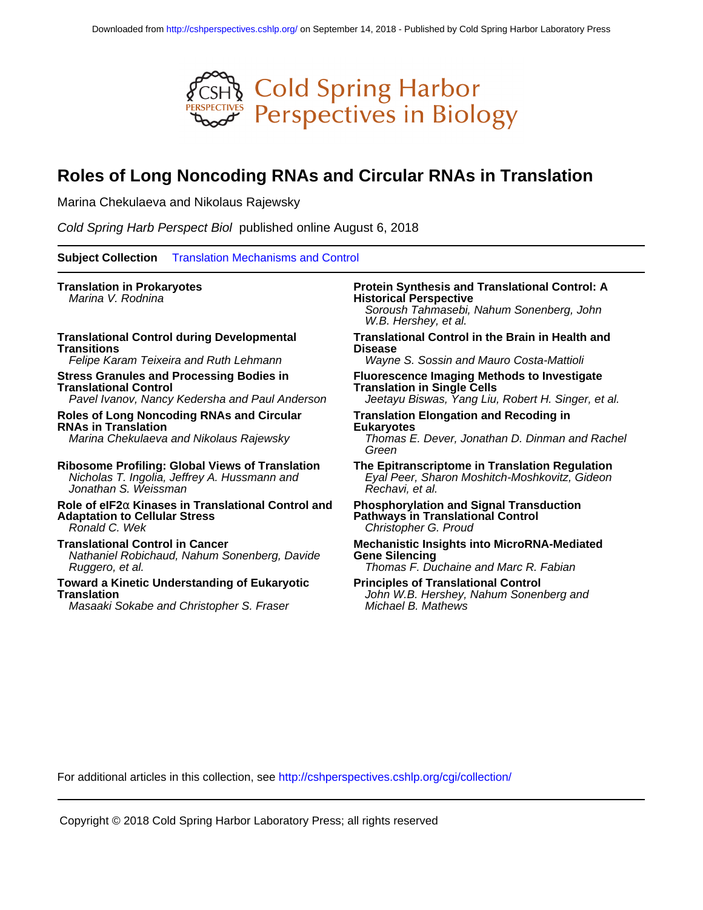Downloaded from http://cshperspectives.cshlp.org/ on September 14, 2018 - Published by Cold Spring Harbor Laboratory Press

Cold Spring Harbor Perspectives in Biology

# Roles of Long Noncoding RNAs and Circular RNAs in Translation

Marina Chekulaeva and Nikolaus Rajewsky

*Cold Spring Harb Perspect Biol* published online August 6, 2018

**Subject Collection** Translation Mechanisms and Control

**Translation in Prokaryotes**
*Marina V. Rodnina*

**Translational Control during Developmental Transitions**
*Felipe Karam Teixeira and Ruth Lehmann*

**Stress Granules and Processing Bodies in Translational Control**
*Pavel Ivanov, Nancy Kedersha and Paul Anderson*

**Roles of Long Noncoding RNAs and Circular RNAs in Translation**
*Marina Chekulaeva and Nikolaus Rajewsky*

**Ribosome Profiling: Global Views of Translation**
*Nicholas T. Ingolia, Jeffrey A. Hussmann and Jonathan S. Weissman*

**Role of eIF2α Kinases in Translational Control and Adaptation to Cellular Stress**
*Ronald C. Wek*

**Translational Control in Cancer**
*Nathaniel Robichaud, Nahum Sonenberg, Davide Ruggero, et al.*

**Toward a Kinetic Understanding of Eukaryotic Translation**
*Masaaki Sokabe and Christopher S. Fraser*

**Protein Synthesis and Translational Control: A Historical Perspective**
*Soroush Tahmasebi, Nahum Sonenberg, John W.B. Hershey, et al.*

**Translational Control in the Brain in Health and Disease**
*Wayne S. Sossin and Mauro Costa-Mattioli*

**Fluorescence Imaging Methods to Investigate Translation in Single Cells**
*Jeetayu Biswas, Yang Liu, Robert H. Singer, et al.*

**Translation Elongation and Recoding in Eukaryotes**
*Thomas E. Dever, Jonathan D. Dinman and Rachel Green*

**The Epitranscriptome in Translation Regulation**
*Eyal Peer, Sharon Moshitch-Moshkovitz, Gideon Rechavi, et al.*

**Phosphorylation and Signal Transduction Pathways in Translational Control**
*Christopher G. Proud*

**Mechanistic Insights into MicroRNA-Mediated Gene Silencing**
*Thomas F. Duchaine and Marc R. Fabian*

**Principles of Translational Control**
*John W.B. Hershey, Nahum Sonenberg and Michael B. Mathews*

For additional articles in this collection, see http://cshperspectives.cshlp.org/cgi/collection/

Copyright © 2018 Cold Spring Harbor Laboratory Press; all rights reserved